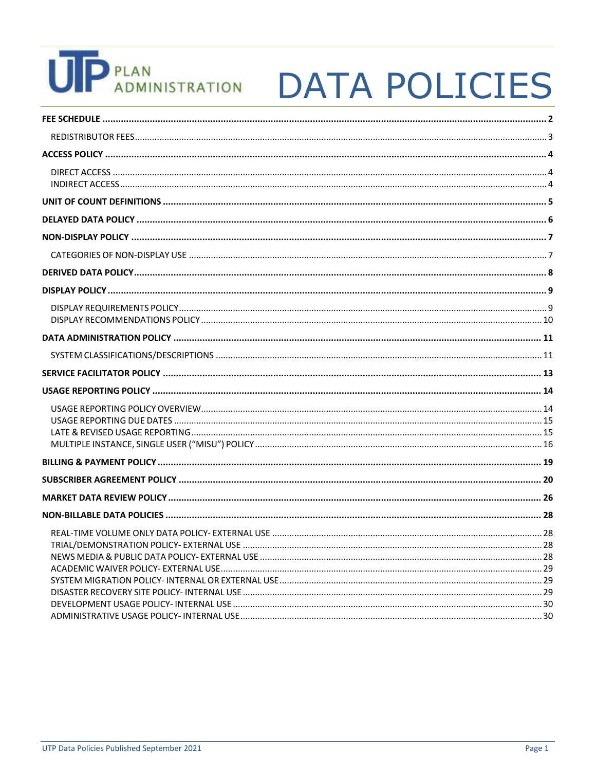# UTP PLAN ADMINISTRATION DATA POLICIES

**FEE SCHEDULE** ..... **2**

REDISTRIBUTOR FEES ..... 3

**ACCESS POLICY** ..... **4**

DIRECT ACCESS ..... 4

INDIRECT ACCESS ..... 4

**UNIT OF COUNT DEFINITIONS** ..... **5**

**DELAYED DATA POLICY** ..... **6**

**NON-DISPLAY POLICY** ..... **7**

CATEGORIES OF NON-DISPLAY USE ..... 7

**DERIVED DATA POLICY** ..... **8**

**DISPLAY POLICY** ..... **9**

DISPLAY REQUIREMENTS POLICY ..... 9

DISPLAY RECOMMENDATIONS POLICY ..... 10

**DATA ADMINISTRATION POLICY** ..... **11**

SYSTEM CLASSIFICATIONS/DESCRIPTIONS ..... 11

**SERVICE FACILITATOR POLICY** ..... **13**

**USAGE REPORTING POLICY** ..... **14**

USAGE REPORTING POLICY OVERVIEW ..... 14

USAGE REPORTING DUE DATES ..... 15

LATE & REVISED USAGE REPORTING ..... 15

MULTIPLE INSTANCE, SINGLE USER ("MISU") POLICY ..... 16

**BILLING & PAYMENT POLICY** ..... **19**

**SUBSCRIBER AGREEMENT POLICY** ..... **20**

**MARKET DATA REVIEW POLICY** ..... **26**

**NON-BILLABLE DATA POLICIES** ..... **28**

REAL-TIME VOLUME ONLY DATA POLICY- EXTERNAL USE ..... 28

TRIAL/DEMONSTRATION POLICY- EXTERNAL USE ..... 28

NEWS MEDIA & PUBLIC DATA POLICY- EXTERNAL USE ..... 28

ACADEMIC WAIVER POLICY- EXTERNAL USE ..... 29

SYSTEM MIGRATION POLICY- INTERNAL OR EXTERNAL USE ..... 29

DISASTER RECOVERY SITE POLICY- INTERNAL USE ..... 29

DEVELOPMENT USAGE POLICY- INTERNAL USE ..... 30

ADMINISTRATIVE USAGE POLICY- INTERNAL USE ..... 30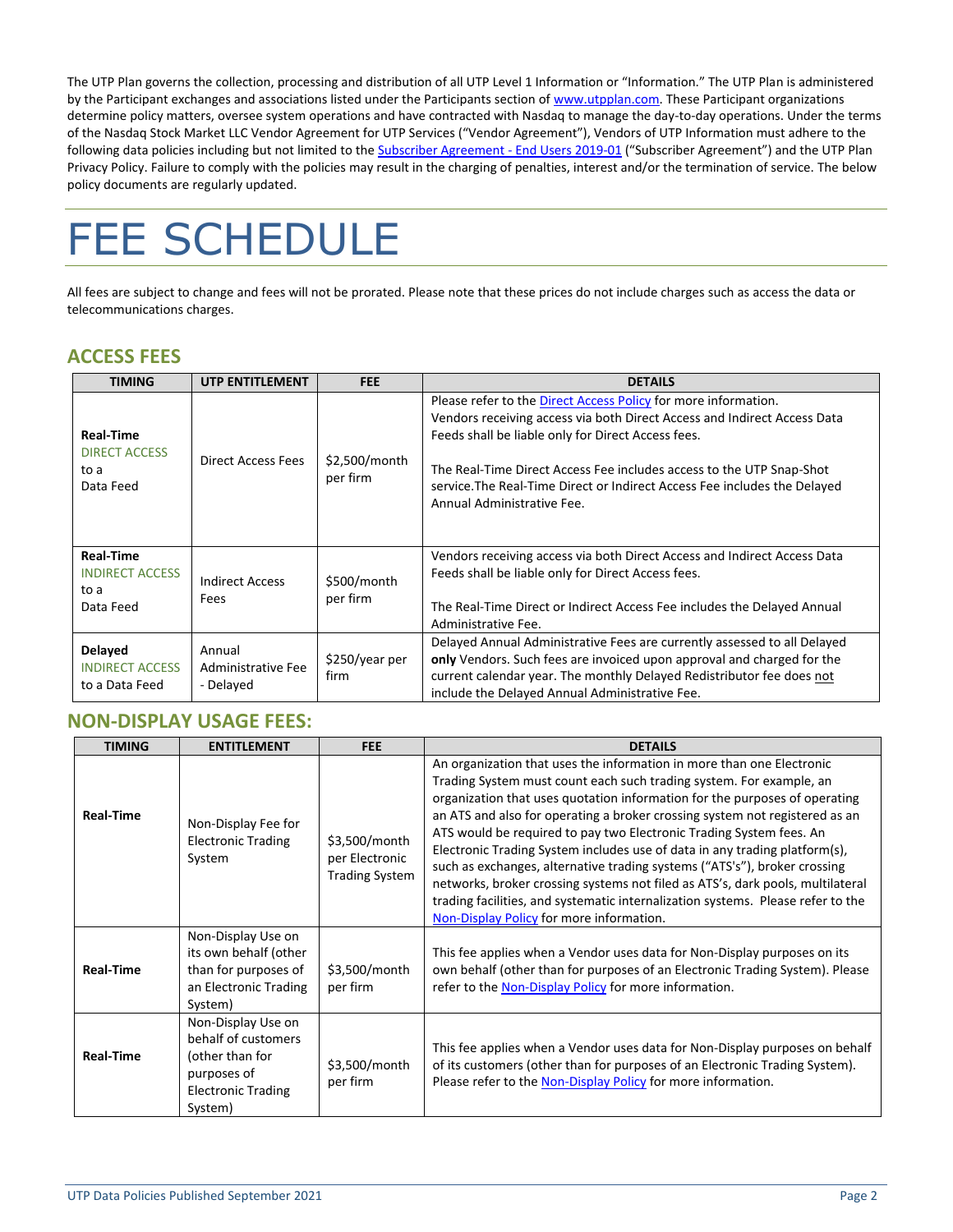The UTP Plan governs the collection, processing and distribution of all UTP Level 1 Information or "Information." The UTP Plan is administered by the Participant exchanges and associations listed under the Participants section of [www.utpplan.com](http://www.utpplan.com). These Participant organizations determine policy matters, oversee system operations and have contracted with Nasdaq to manage the day-to-day operations. Under the terms of the Nasdaq Stock Market LLC Vendor Agreement for UTP Services ("Vendor Agreement"), Vendors of UTP Information must adhere to the following data policies including but not limited to the Subscriber Agreement - End Users 2019-01 ("Subscriber Agreement") and the UTP Plan Privacy Policy. Failure to comply with the policies may result in the charging of penalties, interest and/or the termination of service. The below policy documents are regularly updated.

# FEE SCHEDULE

All fees are subject to change and fees will not be prorated. Please note that these prices do not include charges such as access the data or telecommunications charges.

## ACCESS FEES

| TIMING | UTP ENTITLEMENT | FEE | DETAILS |
|---|---|---|---|
| **Real-Time** DIRECT ACCESS to a Data Feed | Direct Access Fees | $2,500/month per firm | Please refer to the Direct Access Policy for more information. Vendors receiving access via both Direct Access and Indirect Access Data Feeds shall be liable only for Direct Access fees.<br><br>The Real-Time Direct Access Fee includes access to the UTP Snap-Shot service.The Real-Time Direct or Indirect Access Fee includes the Delayed Annual Administrative Fee. |
| **Real-Time** INDIRECT ACCESS to a Data Feed | Indirect Access Fees | $500/month per firm | Vendors receiving access via both Direct Access and Indirect Access Data Feeds shall be liable only for Direct Access fees.<br><br>The Real-Time Direct or Indirect Access Fee includes the Delayed Annual Administrative Fee. |
| **Delayed** INDIRECT ACCESS to a Data Feed | Annual Administrative Fee - Delayed | $250/year per firm | Delayed Annual Administrative Fees are currently assessed to all Delayed **only** Vendors. Such fees are invoiced upon approval and charged for the current calendar year. The monthly Delayed Redistributor fee does not include the Delayed Annual Administrative Fee. |

## NON-DISPLAY USAGE FEES:

| TIMING | ENTITLEMENT | FEE | DETAILS |
|---|---|---|---|
| **Real-Time** | Non-Display Fee for Electronic Trading System | $3,500/month per Electronic Trading System | An organization that uses the information in more than one Electronic Trading System must count each such trading system. For example, an organization that uses quotation information for the purposes of operating an ATS and also for operating a broker crossing system not registered as an ATS would be required to pay two Electronic Trading System fees. An Electronic Trading System includes use of data in any trading platform(s), such as exchanges, alternative trading systems ("ATS's"), broker crossing networks, broker crossing systems not filed as ATS's, dark pools, multilateral trading facilities, and systematic internalization systems. Please refer to the Non-Display Policy for more information. |
| **Real-Time** | Non-Display Use on its own behalf (other than for purposes of an Electronic Trading System) | $3,500/month per firm | This fee applies when a Vendor uses data for Non-Display purposes on its own behalf (other than for purposes of an Electronic Trading System). Please refer to the Non-Display Policy for more information. |
| **Real-Time** | Non-Display Use on behalf of customers (other than for purposes of Electronic Trading System) | $3,500/month per firm | This fee applies when a Vendor uses data for Non-Display purposes on behalf of its customers (other than for purposes of an Electronic Trading System). Please refer to the Non-Display Policy for more information. |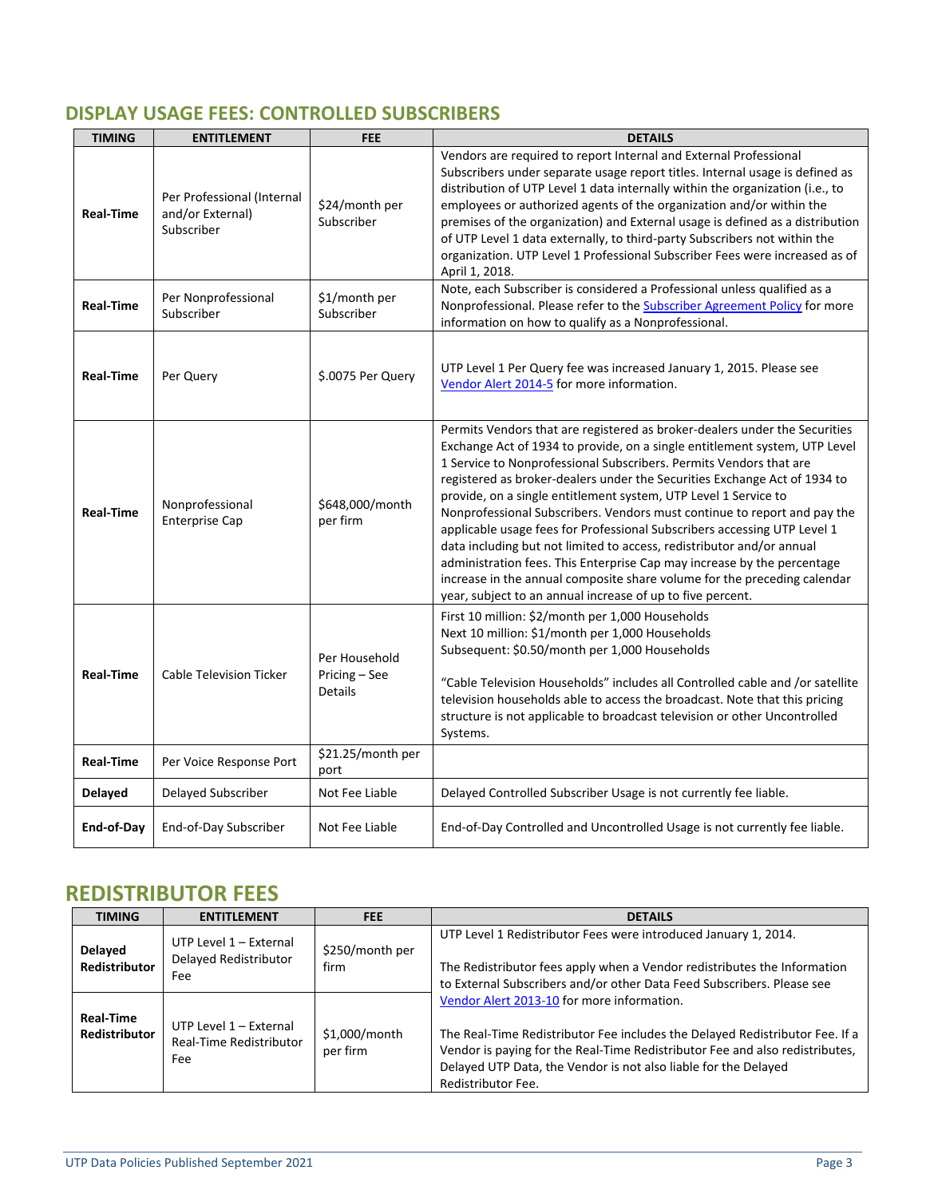## DISPLAY USAGE FEES: CONTROLLED SUBSCRIBERS

| TIMING | ENTITLEMENT | FEE | DETAILS |
|---|---|---|---|
| **Real-Time** | Per Professional (Internal and/or External) Subscriber | $24/month per Subscriber | Vendors are required to report Internal and External Professional Subscribers under separate usage report titles. Internal usage is defined as distribution of UTP Level 1 data internally within the organization (i.e., to employees or authorized agents of the organization and/or within the premises of the organization) and External usage is defined as a distribution of UTP Level 1 data externally, to third-party Subscribers not within the organization. UTP Level 1 Professional Subscriber Fees were increased as of April 1, 2018. |
| **Real-Time** | Per Nonprofessional Subscriber | $1/month per Subscriber | Note, each Subscriber is considered a Professional unless qualified as a Nonprofessional. Please refer to the Subscriber Agreement Policy for more information on how to qualify as a Nonprofessional. |
| **Real-Time** | Per Query | $.0075 Per Query | UTP Level 1 Per Query fee was increased January 1, 2015. Please see Vendor Alert 2014-5 for more information. |
| **Real-Time** | Nonprofessional Enterprise Cap | $648,000/month per firm | Permits Vendors that are registered as broker-dealers under the Securities Exchange Act of 1934 to provide, on a single entitlement system, UTP Level 1 Service to Nonprofessional Subscribers. Permits Vendors that are registered as broker-dealers under the Securities Exchange Act of 1934 to provide, on a single entitlement system, UTP Level 1 Service to Nonprofessional Subscribers. Vendors must continue to report and pay the applicable usage fees for Professional Subscribers accessing UTP Level 1 data including but not limited to access, redistributor and/or annual administration fees. This Enterprise Cap may increase by the percentage increase in the annual composite share volume for the preceding calendar year, subject to an annual increase of up to five percent. |
| **Real-Time** | Cable Television Ticker | Per Household Pricing – See Details | First 10 million: $2/month per 1,000 Households<br>Next 10 million: $1/month per 1,000 Households<br>Subsequent: $0.50/month per 1,000 Households<br><br>"Cable Television Households" includes all Controlled cable and /or satellite television households able to access the broadcast. Note that this pricing structure is not applicable to broadcast television or other Uncontrolled Systems. |
| **Real-Time** | Per Voice Response Port | $21.25/month per port | |
| **Delayed** | Delayed Subscriber | Not Fee Liable | Delayed Controlled Subscriber Usage is not currently fee liable. |
| **End-of-Day** | End-of-Day Subscriber | Not Fee Liable | End-of-Day Controlled and Uncontrolled Usage is not currently fee liable. |

## REDISTRIBUTOR FEES

| TIMING | ENTITLEMENT | FEE | DETAILS |
|---|---|---|---|
| **Delayed Redistributor** | UTP Level 1 – External Delayed Redistributor Fee | $250/month per firm | UTP Level 1 Redistributor Fees were introduced January 1, 2014.<br><br>The Redistributor fees apply when a Vendor redistributes the Information to External Subscribers and/or other Data Feed Subscribers. Please see Vendor Alert 2013-10 for more information.<br><br>The Real-Time Redistributor Fee includes the Delayed Redistributor Fee. If a Vendor is paying for the Real-Time Redistributor Fee and also redistributes, Delayed UTP Data, the Vendor is not also liable for the Delayed Redistributor Fee. |
| **Real-Time Redistributor** | UTP Level 1 – External Real-Time Redistributor Fee | $1,000/month per firm | |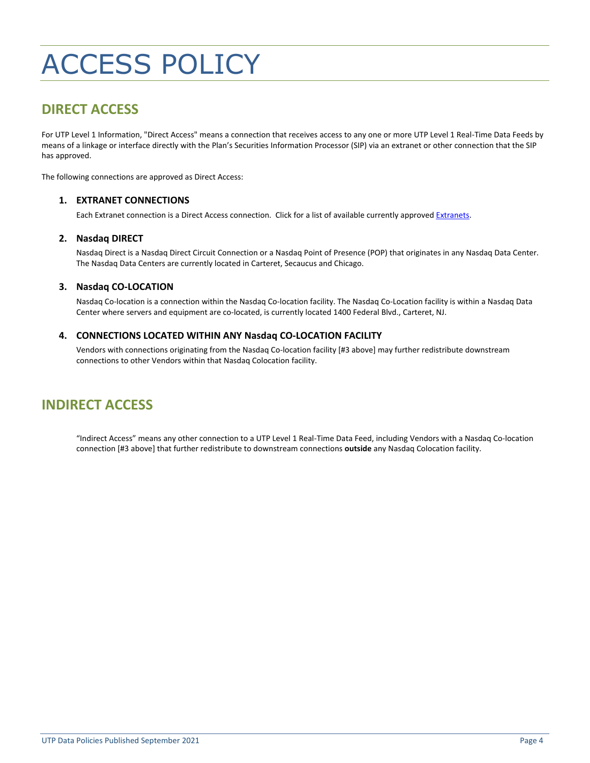# ACCESS POLICY

## DIRECT ACCESS

For UTP Level 1 Information, "Direct Access" means a connection that receives access to any one or more UTP Level 1 Real-Time Data Feeds by means of a linkage or interface directly with the Plan's Securities Information Processor (SIP) via an extranet or other connection that the SIP has approved.

The following connections are approved as Direct Access:

### 1. EXTRANET CONNECTIONS

Each Extranet connection is a Direct Access connection. Click for a list of available currently approved Extranets.

### 2. Nasdaq DIRECT

Nasdaq Direct is a Nasdaq Direct Circuit Connection or a Nasdaq Point of Presence (POP) that originates in any Nasdaq Data Center. The Nasdaq Data Centers are currently located in Carteret, Secaucus and Chicago.

### 3. Nasdaq CO-LOCATION

Nasdaq Co-location is a connection within the Nasdaq Co-location facility. The Nasdaq Co-Location facility is within a Nasdaq Data Center where servers and equipment are co-located, is currently located 1400 Federal Blvd., Carteret, NJ.

### 4. CONNECTIONS LOCATED WITHIN ANY Nasdaq CO-LOCATION FACILITY

Vendors with connections originating from the Nasdaq Co-location facility [#3 above] may further redistribute downstream connections to other Vendors within that Nasdaq Colocation facility.

## INDIRECT ACCESS

"Indirect Access" means any other connection to a UTP Level 1 Real-Time Data Feed, including Vendors with a Nasdaq Co-location connection [#3 above] that further redistribute to downstream connections **outside** any Nasdaq Colocation facility.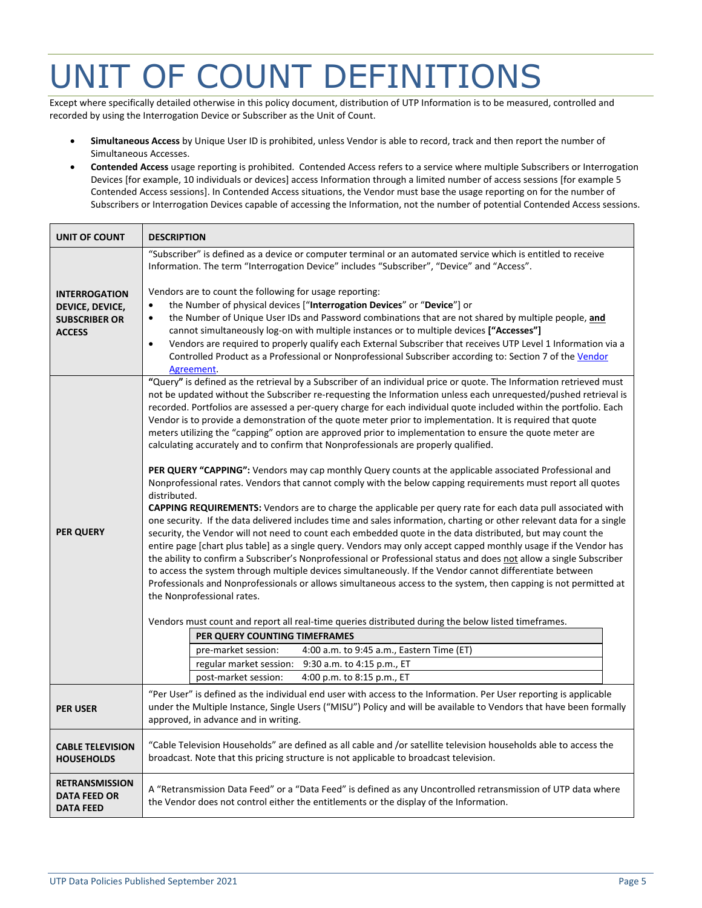# UNIT OF COUNT DEFINITIONS

Except where specifically detailed otherwise in this policy document, distribution of UTP Information is to be measured, controlled and recorded by using the Interrogation Device or Subscriber as the Unit of Count.

- **Simultaneous Access** by Unique User ID is prohibited, unless Vendor is able to record, track and then report the number of Simultaneous Accesses.
- **Contended Access** usage reporting is prohibited. Contended Access refers to a service where multiple Subscribers or Interrogation Devices [for example, 10 individuals or devices] access Information through a limited number of access sessions [for example 5 Contended Access sessions]. In Contended Access situations, the Vendor must base the usage reporting on for the number of Subscribers or Interrogation Devices capable of accessing the Information, not the number of potential Contended Access sessions.

| UNIT OF COUNT | DESCRIPTION |
|---|---|
| **INTERROGATION DEVICE, DEVICE, SUBSCRIBER OR ACCESS** | "Subscriber" is defined as a device or computer terminal or an automated service which is entitled to receive Information. The term "Interrogation Device" includes "Subscriber", "Device" and "Access".<br><br>Vendors are to count the following for usage reporting:<br>• the Number of physical devices ["**Interrogation Devices**" or "**Device**"] or<br>• the Number of Unique User IDs and Password combinations that are not shared by multiple people, **and** cannot simultaneously log-on with multiple instances or to multiple devices **["Accesses"]**<br>• Vendors are required to properly qualify each External Subscriber that receives UTP Level 1 Information via a Controlled Product as a Professional or Nonprofessional Subscriber according to: Section 7 of the Vendor Agreement. |
| **PER QUERY** | **"**Query" is defined as the retrieval by a Subscriber of an individual price or quote. The Information retrieved must not be updated without the Subscriber re-requesting the Information unless each unrequested/pushed retrieval is recorded. Portfolios are assessed a per-query charge for each individual quote included within the portfolio. Each Vendor is to provide a demonstration of the quote meter prior to implementation. It is required that quote meters utilizing the "capping" option are approved prior to implementation to ensure the quote meter are calculating accurately and to confirm that Nonprofessionals are properly qualified.<br><br>**PER QUERY "CAPPING":** Vendors may cap monthly Query counts at the applicable associated Professional and Nonprofessional rates. Vendors that cannot comply with the below capping requirements must report all quotes distributed.<br>**CAPPING REQUIREMENTS:** Vendors are to charge the applicable per query rate for each data pull associated with one security. If the data delivered includes time and sales information, charting or other relevant data for a single security, the Vendor will not need to count each embedded quote in the data distributed, but may count the entire page [chart plus table] as a single query. Vendors may only accept capped monthly usage if the Vendor has the ability to confirm a Subscriber's Nonprofessional or Professional status and does not allow a single Subscriber to access the system through multiple devices simultaneously. If the Vendor cannot differentiate between Professionals and Nonprofessionals or allows simultaneous access to the system, then capping is not permitted at the Nonprofessional rates.<br><br>Vendors must count and report all real-time queries distributed during the below listed timeframes.<br>**PER QUERY COUNTING TIMEFRAMES**<br>pre-market session: 4:00 a.m. to 9:45 a.m., Eastern Time (ET)<br>regular market session: 9:30 a.m. to 4:15 p.m., ET<br>post-market session: 4:00 p.m. to 8:15 p.m., ET |
| **PER USER** | "Per User" is defined as the individual end user with access to the Information. Per User reporting is applicable under the Multiple Instance, Single Users ("MISU") Policy and will be available to Vendors that have been formally approved, in advance and in writing. |
| **CABLE TELEVISION HOUSEHOLDS** | "Cable Television Households" are defined as all cable and /or satellite television households able to access the broadcast. Note that this pricing structure is not applicable to broadcast television. |
| **RETRANSMISSION DATA FEED OR DATA FEED** | A "Retransmission Data Feed" or a "Data Feed" is defined as any Uncontrolled retransmission of UTP data where the Vendor does not control either the entitlements or the display of the Information. |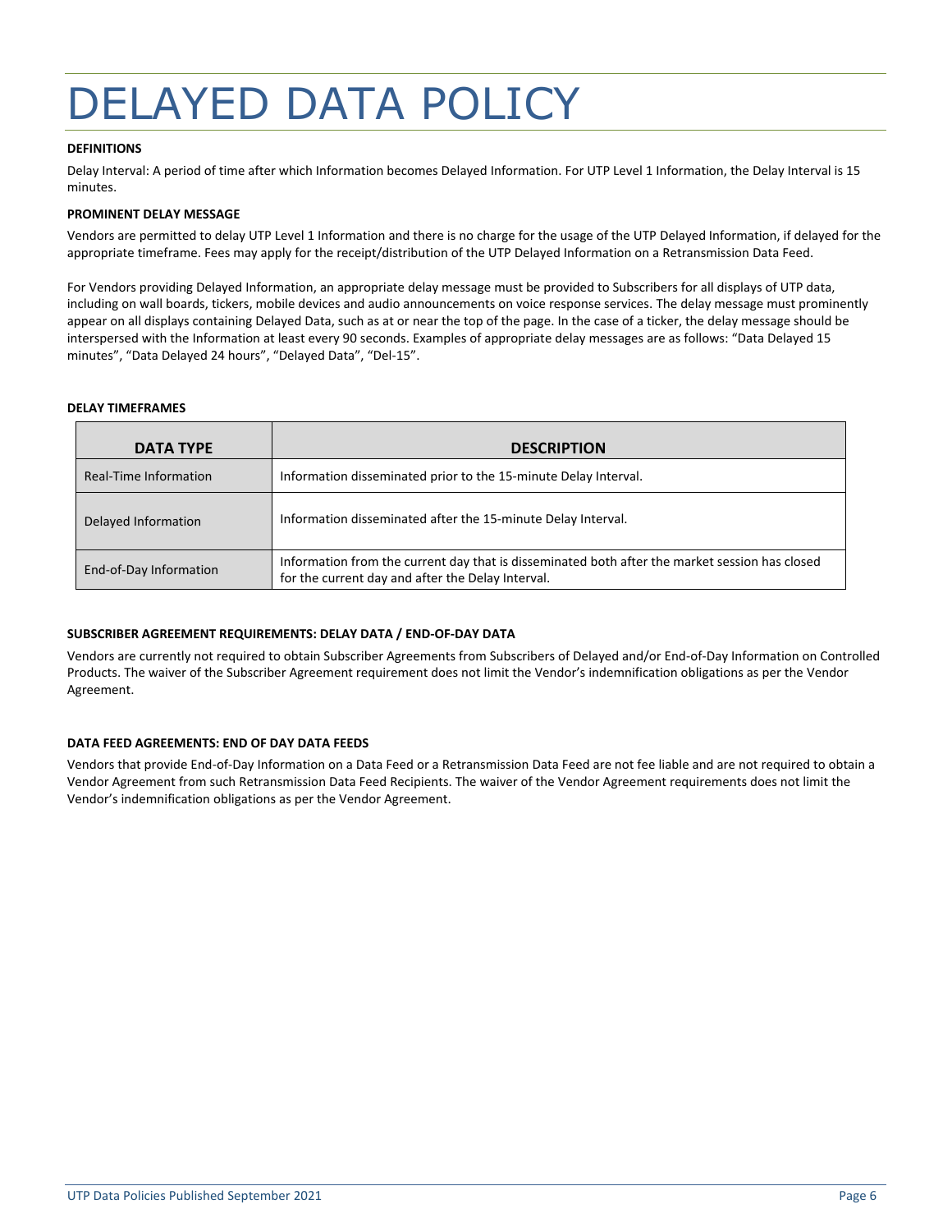# DELAYED DATA POLICY

**DEFINITIONS**

Delay Interval: A period of time after which Information becomes Delayed Information. For UTP Level 1 Information, the Delay Interval is 15 minutes.

**PROMINENT DELAY MESSAGE**

Vendors are permitted to delay UTP Level 1 Information and there is no charge for the usage of the UTP Delayed Information, if delayed for the appropriate timeframe. Fees may apply for the receipt/distribution of the UTP Delayed Information on a Retransmission Data Feed.

For Vendors providing Delayed Information, an appropriate delay message must be provided to Subscribers for all displays of UTP data, including on wall boards, tickers, mobile devices and audio announcements on voice response services. The delay message must prominently appear on all displays containing Delayed Data, such as at or near the top of the page. In the case of a ticker, the delay message should be interspersed with the Information at least every 90 seconds. Examples of appropriate delay messages are as follows: "Data Delayed 15 minutes", "Data Delayed 24 hours", "Delayed Data", "Del-15".

**DELAY TIMEFRAMES**

| DATA TYPE | DESCRIPTION |
|---|---|
| Real-Time Information | Information disseminated prior to the 15-minute Delay Interval. |
| Delayed Information | Information disseminated after the 15-minute Delay Interval. |
| End-of-Day Information | Information from the current day that is disseminated both after the market session has closed for the current day and after the Delay Interval. |

**SUBSCRIBER AGREEMENT REQUIREMENTS: DELAY DATA / END-OF-DAY DATA**

Vendors are currently not required to obtain Subscriber Agreements from Subscribers of Delayed and/or End-of-Day Information on Controlled Products. The waiver of the Subscriber Agreement requirement does not limit the Vendor's indemnification obligations as per the Vendor Agreement.

**DATA FEED AGREEMENTS: END OF DAY DATA FEEDS**

Vendors that provide End-of-Day Information on a Data Feed or a Retransmission Data Feed are not fee liable and are not required to obtain a Vendor Agreement from such Retransmission Data Feed Recipients. The waiver of the Vendor Agreement requirements does not limit the Vendor's indemnification obligations as per the Vendor Agreement.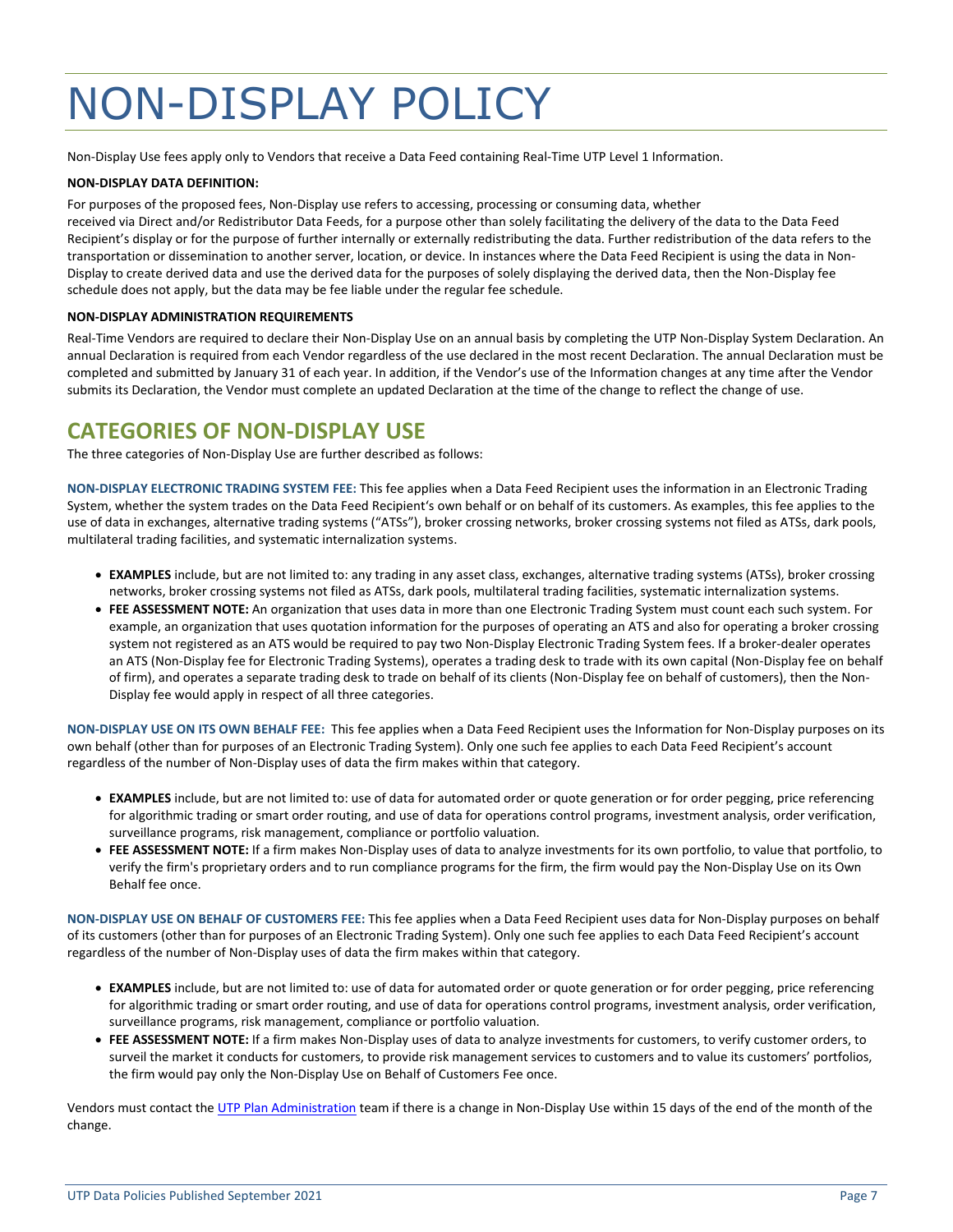# NON-DISPLAY POLICY

Non-Display Use fees apply only to Vendors that receive a Data Feed containing Real-Time UTP Level 1 Information.

**NON-DISPLAY DATA DEFINITION:**

For purposes of the proposed fees, Non-Display use refers to accessing, processing or consuming data, whether received via Direct and/or Redistributor Data Feeds, for a purpose other than solely facilitating the delivery of the data to the Data Feed Recipient's display or for the purpose of further internally or externally redistributing the data. Further redistribution of the data refers to the transportation or dissemination to another server, location, or device. In instances where the Data Feed Recipient is using the data in Non-Display to create derived data and use the derived data for the purposes of solely displaying the derived data, then the Non-Display fee schedule does not apply, but the data may be fee liable under the regular fee schedule.

**NON-DISPLAY ADMINISTRATION REQUIREMENTS**

Real-Time Vendors are required to declare their Non-Display Use on an annual basis by completing the UTP Non-Display System Declaration. An annual Declaration is required from each Vendor regardless of the use declared in the most recent Declaration. The annual Declaration must be completed and submitted by January 31 of each year. In addition, if the Vendor's use of the Information changes at any time after the Vendor submits its Declaration, the Vendor must complete an updated Declaration at the time of the change to reflect the change of use.

## CATEGORIES OF NON-DISPLAY USE

The three categories of Non-Display Use are further described as follows:

**NON-DISPLAY ELECTRONIC TRADING SYSTEM FEE:** This fee applies when a Data Feed Recipient uses the information in an Electronic Trading System, whether the system trades on the Data Feed Recipient's own behalf or on behalf of its customers. As examples, this fee applies to the use of data in exchanges, alternative trading systems ("ATSs"), broker crossing networks, broker crossing systems not filed as ATSs, dark pools, multilateral trading facilities, and systematic internalization systems.

- **EXAMPLES** include, but are not limited to: any trading in any asset class, exchanges, alternative trading systems (ATSs), broker crossing networks, broker crossing systems not filed as ATSs, dark pools, multilateral trading facilities, systematic internalization systems.
- **FEE ASSESSMENT NOTE:** An organization that uses data in more than one Electronic Trading System must count each such system. For example, an organization that uses quotation information for the purposes of operating an ATS and also for operating a broker crossing system not registered as an ATS would be required to pay two Non-Display Electronic Trading System fees. If a broker-dealer operates an ATS (Non-Display fee for Electronic Trading Systems), operates a trading desk to trade with its own capital (Non-Display fee on behalf of firm), and operates a separate trading desk to trade on behalf of its clients (Non-Display fee on behalf of customers), then the Non-Display fee would apply in respect of all three categories.

**NON-DISPLAY USE ON ITS OWN BEHALF FEE:** This fee applies when a Data Feed Recipient uses the Information for Non-Display purposes on its own behalf (other than for purposes of an Electronic Trading System). Only one such fee applies to each Data Feed Recipient's account regardless of the number of Non-Display uses of data the firm makes within that category.

- **EXAMPLES** include, but are not limited to: use of data for automated order or quote generation or for order pegging, price referencing for algorithmic trading or smart order routing, and use of data for operations control programs, investment analysis, order verification, surveillance programs, risk management, compliance or portfolio valuation.
- **FEE ASSESSMENT NOTE:** If a firm makes Non-Display uses of data to analyze investments for its own portfolio, to value that portfolio, to verify the firm's proprietary orders and to run compliance programs for the firm, the firm would pay the Non-Display Use on its Own Behalf fee once.

**NON-DISPLAY USE ON BEHALF OF CUSTOMERS FEE:** This fee applies when a Data Feed Recipient uses data for Non-Display purposes on behalf of its customers (other than for purposes of an Electronic Trading System). Only one such fee applies to each Data Feed Recipient's account regardless of the number of Non-Display uses of data the firm makes within that category.

- **EXAMPLES** include, but are not limited to: use of data for automated order or quote generation or for order pegging, price referencing for algorithmic trading or smart order routing, and use of data for operations control programs, investment analysis, order verification, surveillance programs, risk management, compliance or portfolio valuation.
- **FEE ASSESSMENT NOTE:** If a firm makes Non-Display uses of data to analyze investments for customers, to verify customer orders, to surveil the market it conducts for customers, to provide risk management services to customers and to value its customers' portfolios, the firm would pay only the Non-Display Use on Behalf of Customers Fee once.

Vendors must contact the UTP Plan Administration team if there is a change in Non-Display Use within 15 days of the end of the month of the change.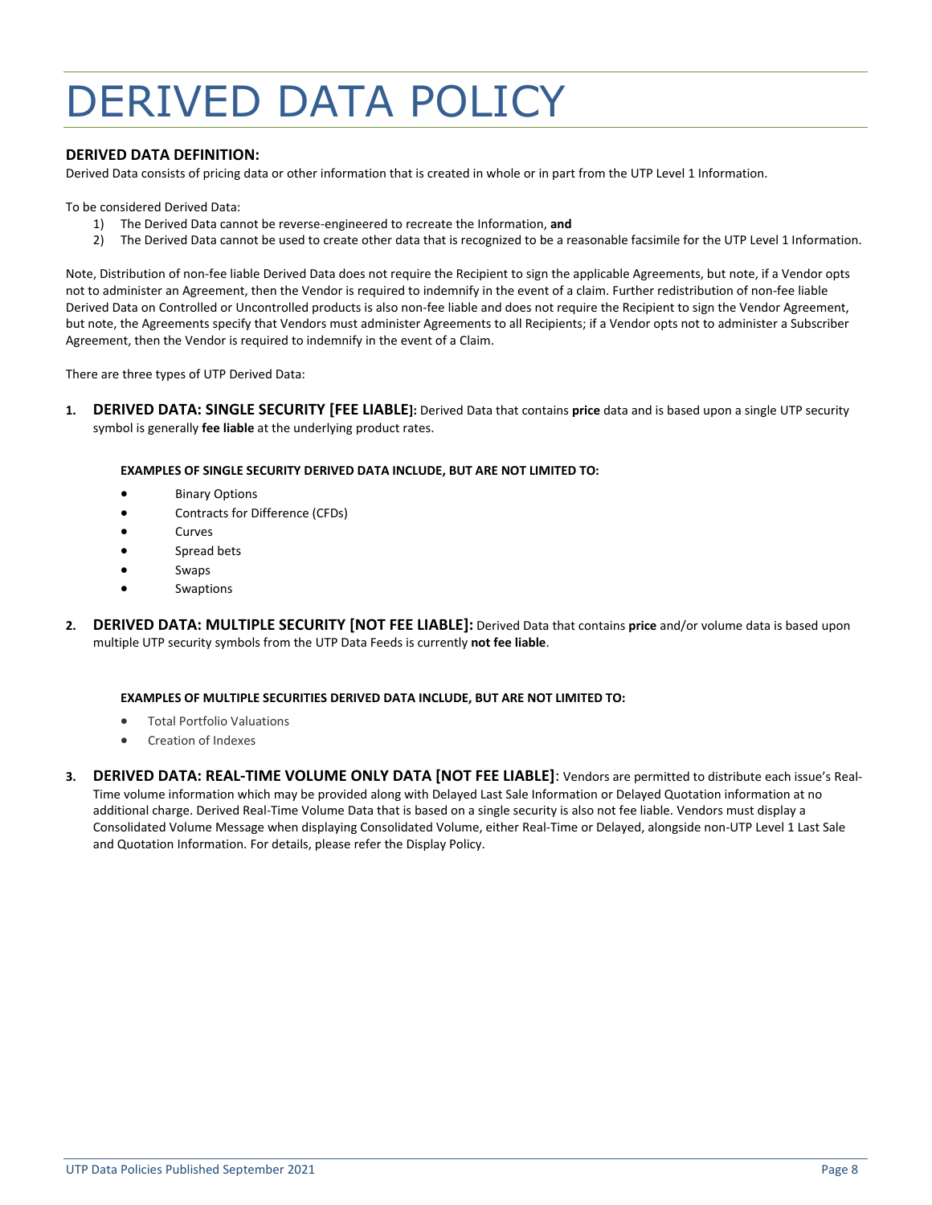# DERIVED DATA POLICY

### DERIVED DATA DEFINITION:

Derived Data consists of pricing data or other information that is created in whole or in part from the UTP Level 1 Information.

To be considered Derived Data:

1) The Derived Data cannot be reverse-engineered to recreate the Information, **and**
2) The Derived Data cannot be used to create other data that is recognized to be a reasonable facsimile for the UTP Level 1 Information.

Note, Distribution of non-fee liable Derived Data does not require the Recipient to sign the applicable Agreements, but note, if a Vendor opts not to administer an Agreement, then the Vendor is required to indemnify in the event of a claim. Further redistribution of non-fee liable Derived Data on Controlled or Uncontrolled products is also non-fee liable and does not require the Recipient to sign the Vendor Agreement, but note, the Agreements specify that Vendors must administer Agreements to all Recipients; if a Vendor opts not to administer a Subscriber Agreement, then the Vendor is required to indemnify in the event of a Claim.

There are three types of UTP Derived Data:

1. **DERIVED DATA: SINGLE SECURITY [FEE LIABLE]:** Derived Data that contains **price** data and is based upon a single UTP security symbol is generally **fee liable** at the underlying product rates.

   **EXAMPLES OF SINGLE SECURITY DERIVED DATA INCLUDE, BUT ARE NOT LIMITED TO:**

   - Binary Options
   - Contracts for Difference (CFDs)
   - Curves
   - Spread bets
   - Swaps
   - Swaptions

2. **DERIVED DATA: MULTIPLE SECURITY [NOT FEE LIABLE]:** Derived Data that contains **price** and/or volume data is based upon multiple UTP security symbols from the UTP Data Feeds is currently **not fee liable**.

   **EXAMPLES OF MULTIPLE SECURITIES DERIVED DATA INCLUDE, BUT ARE NOT LIMITED TO:**

   - Total Portfolio Valuations
   - Creation of Indexes

3. **DERIVED DATA: REAL-TIME VOLUME ONLY DATA [NOT FEE LIABLE]**: Vendors are permitted to distribute each issue's Real-Time volume information which may be provided along with Delayed Last Sale Information or Delayed Quotation information at no additional charge. Derived Real-Time Volume Data that is based on a single security is also not fee liable. Vendors must display a Consolidated Volume Message when displaying Consolidated Volume, either Real-Time or Delayed, alongside non-UTP Level 1 Last Sale and Quotation Information. For details, please refer the Display Policy.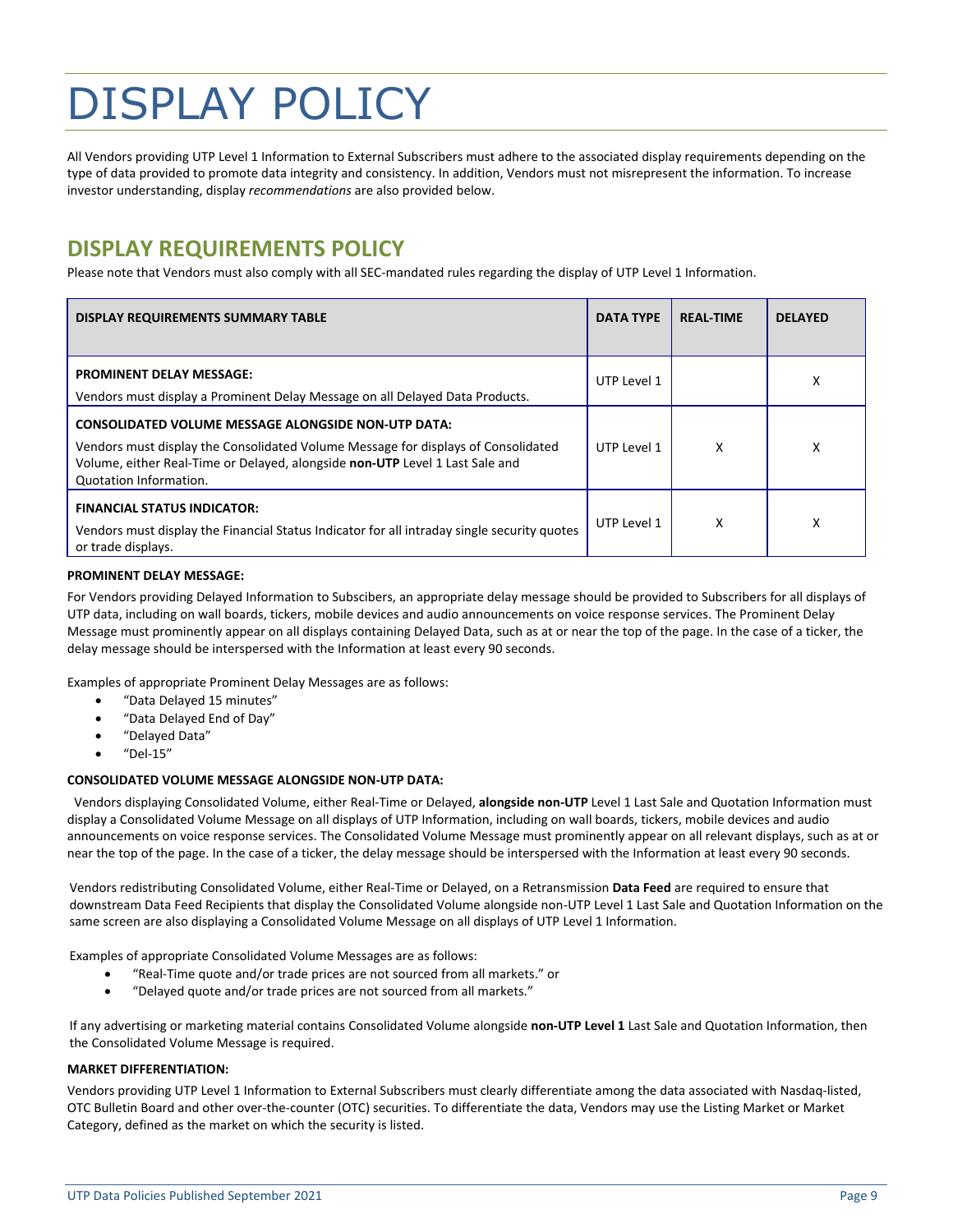# DISPLAY POLICY

All Vendors providing UTP Level 1 Information to External Subscribers must adhere to the associated display requirements depending on the type of data provided to promote data integrity and consistency. In addition, Vendors must not misrepresent the information. To increase investor understanding, display *recommendations* are also provided below.

## DISPLAY REQUIREMENTS POLICY

Please note that Vendors must also comply with all SEC-mandated rules regarding the display of UTP Level 1 Information.

| DISPLAY REQUIREMENTS SUMMARY TABLE | DATA TYPE | REAL-TIME | DELAYED |
|---|---|---|---|
| **PROMINENT DELAY MESSAGE:** Vendors must display a Prominent Delay Message on all Delayed Data Products. | UTP Level 1 | | X |
| **CONSOLIDATED VOLUME MESSAGE ALONGSIDE NON-UTP DATA:** Vendors must display the Consolidated Volume Message for displays of Consolidated Volume, either Real-Time or Delayed, alongside **non-UTP** Level 1 Last Sale and Quotation Information. | UTP Level 1 | X | X |
| **FINANCIAL STATUS INDICATOR:** Vendors must display the Financial Status Indicator for all intraday single security quotes or trade displays. | UTP Level 1 | X | X |

**PROMINENT DELAY MESSAGE:**

For Vendors providing Delayed Information to Subscibers, an appropriate delay message should be provided to Subscribers for all displays of UTP data, including on wall boards, tickers, mobile devices and audio announcements on voice response services. The Prominent Delay Message must prominently appear on all displays containing Delayed Data, such as at or near the top of the page. In the case of a ticker, the delay message should be interspersed with the Information at least every 90 seconds.

Examples of appropriate Prominent Delay Messages are as follows:

- "Data Delayed 15 minutes"
- "Data Delayed End of Day"
- "Delayed Data"
- "Del-15"

**CONSOLIDATED VOLUME MESSAGE ALONGSIDE NON-UTP DATA:**

Vendors displaying Consolidated Volume, either Real-Time or Delayed, **alongside non-UTP** Level 1 Last Sale and Quotation Information must display a Consolidated Volume Message on all displays of UTP Information, including on wall boards, tickers, mobile devices and audio announcements on voice response services. The Consolidated Volume Message must prominently appear on all relevant displays, such as at or near the top of the page. In the case of a ticker, the delay message should be interspersed with the Information at least every 90 seconds.

Vendors redistributing Consolidated Volume, either Real-Time or Delayed, on a Retransmission **Data Feed** are required to ensure that downstream Data Feed Recipients that display the Consolidated Volume alongside non-UTP Level 1 Last Sale and Quotation Information on the same screen are also displaying a Consolidated Volume Message on all displays of UTP Level 1 Information.

Examples of appropriate Consolidated Volume Messages are as follows:

- "Real-Time quote and/or trade prices are not sourced from all markets." or
- "Delayed quote and/or trade prices are not sourced from all markets."

If any advertising or marketing material contains Consolidated Volume alongside **non-UTP Level 1** Last Sale and Quotation Information, then the Consolidated Volume Message is required.

**MARKET DIFFERENTIATION:**

Vendors providing UTP Level 1 Information to External Subscribers must clearly differentiate among the data associated with Nasdaq-listed, OTC Bulletin Board and other over-the-counter (OTC) securities. To differentiate the data, Vendors may use the Listing Market or Market Category, defined as the market on which the security is listed.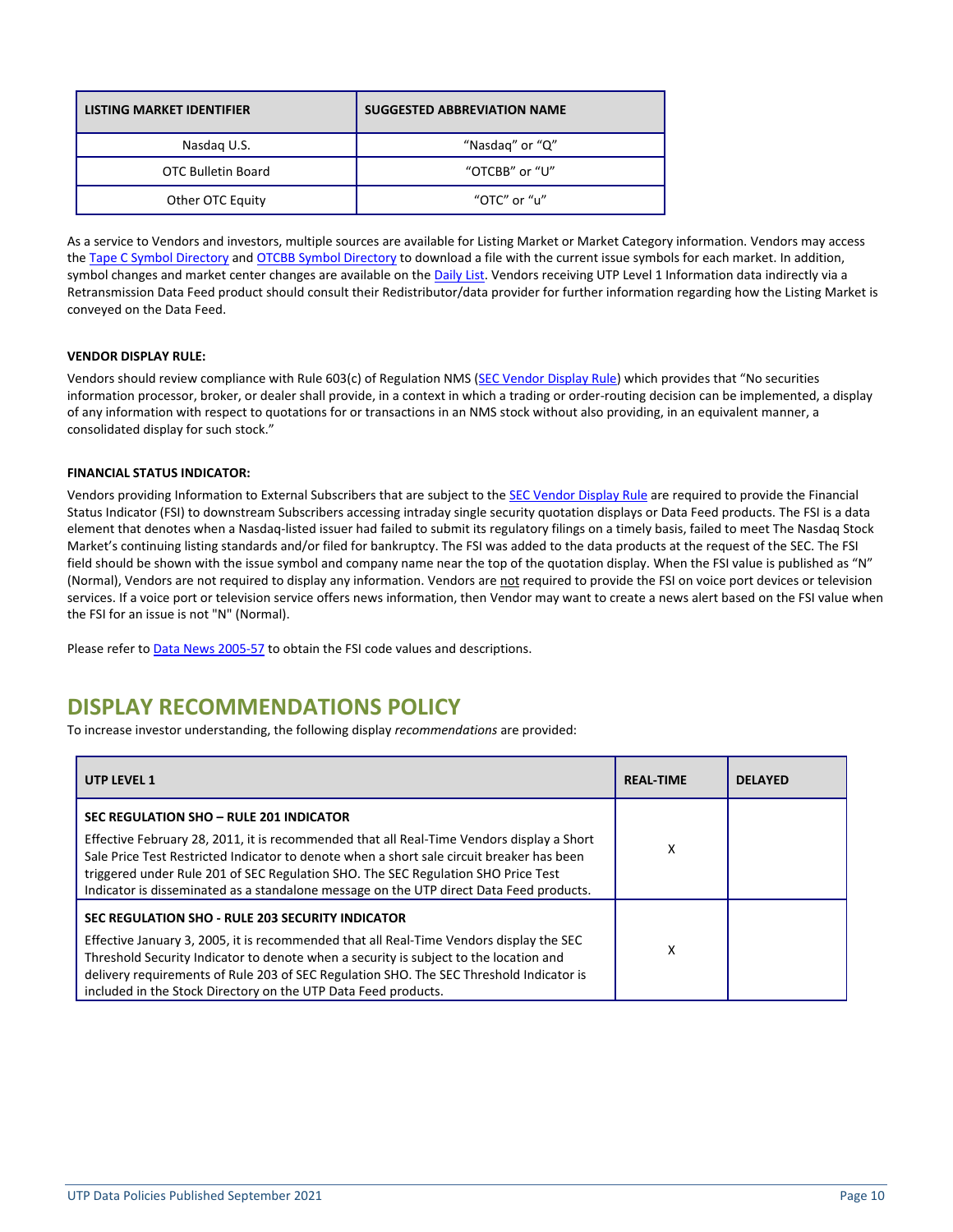| LISTING MARKET IDENTIFIER | SUGGESTED ABBREVIATION NAME |
|---|---|
| Nasdaq U.S. | "Nasdaq" or "Q" |
| OTC Bulletin Board | "OTCBB" or "U" |
| Other OTC Equity | "OTC" or "u" |

As a service to Vendors and investors, multiple sources are available for Listing Market or Market Category information. Vendors may access the Tape C Symbol Directory and OTCBB Symbol Directory to download a file with the current issue symbols for each market. In addition, symbol changes and market center changes are available on the Daily List. Vendors receiving UTP Level 1 Information data indirectly via a Retransmission Data Feed product should consult their Redistributor/data provider for further information regarding how the Listing Market is conveyed on the Data Feed.

**VENDOR DISPLAY RULE:**

Vendors should review compliance with Rule 603(c) of Regulation NMS (SEC Vendor Display Rule) which provides that "No securities information processor, broker, or dealer shall provide, in a context in which a trading or order-routing decision can be implemented, a display of any information with respect to quotations for or transactions in an NMS stock without also providing, in an equivalent manner, a consolidated display for such stock."

**FINANCIAL STATUS INDICATOR:**

Vendors providing Information to External Subscribers that are subject to the SEC Vendor Display Rule are required to provide the Financial Status Indicator (FSI) to downstream Subscribers accessing intraday single security quotation displays or Data Feed products. The FSI is a data element that denotes when a Nasdaq-listed issuer had failed to submit its regulatory filings on a timely basis, failed to meet The Nasdaq Stock Market's continuing listing standards and/or filed for bankruptcy. The FSI was added to the data products at the request of the SEC. The FSI field should be shown with the issue symbol and company name near the top of the quotation display. When the FSI value is published as "N" (Normal), Vendors are not required to display any information. Vendors are not required to provide the FSI on voice port devices or television services. If a voice port or television service offers news information, then Vendor may want to create a news alert based on the FSI value when the FSI for an issue is not "N" (Normal).

Please refer to Data News 2005-57 to obtain the FSI code values and descriptions.

## DISPLAY RECOMMENDATIONS POLICY

To increase investor understanding, the following display *recommendations* are provided:

| UTP LEVEL 1 | REAL-TIME | DELAYED |
|---|---|---|
| **SEC REGULATION SHO – RULE 201 INDICATOR**<br>Effective February 28, 2011, it is recommended that all Real-Time Vendors display a Short Sale Price Test Restricted Indicator to denote when a short sale circuit breaker has been triggered under Rule 201 of SEC Regulation SHO. The SEC Regulation SHO Price Test Indicator is disseminated as a standalone message on the UTP direct Data Feed products. | X | |
| **SEC REGULATION SHO - RULE 203 SECURITY INDICATOR**<br>Effective January 3, 2005, it is recommended that all Real-Time Vendors display the SEC Threshold Security Indicator to denote when a security is subject to the location and delivery requirements of Rule 203 of SEC Regulation SHO. The SEC Threshold Indicator is included in the Stock Directory on the UTP Data Feed products. | X | |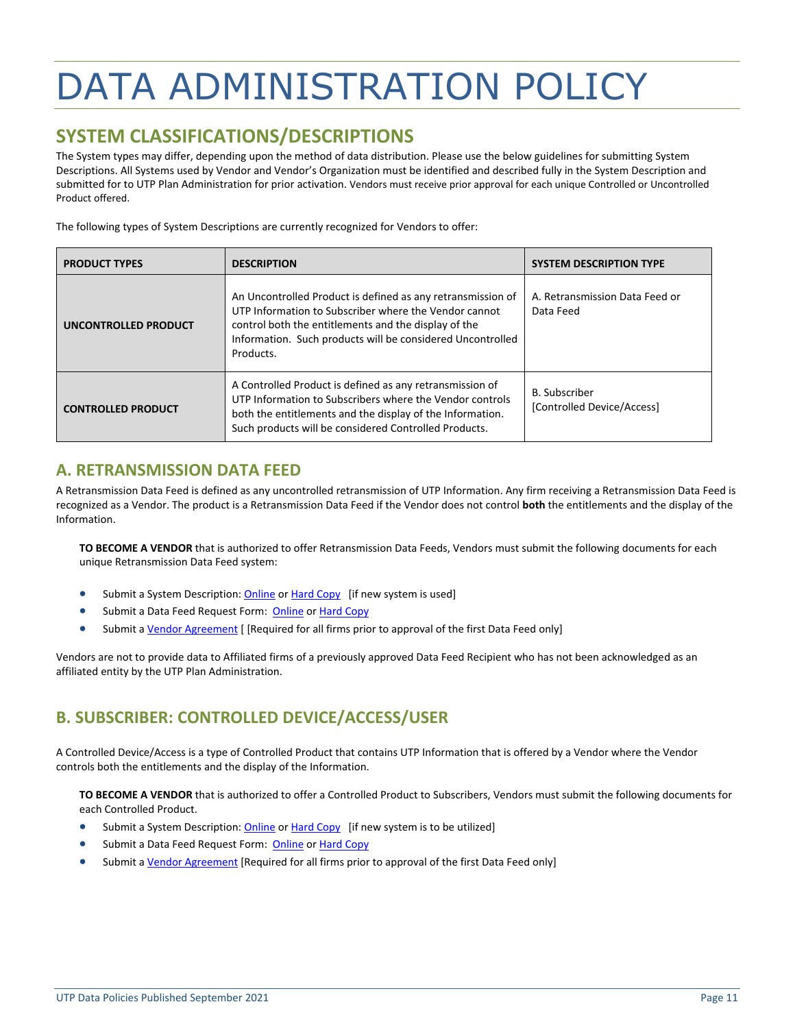# DATA ADMINISTRATION POLICY

## SYSTEM CLASSIFICATIONS/DESCRIPTIONS

The System types may differ, depending upon the method of data distribution. Please use the below guidelines for submitting System Descriptions. All Systems used by Vendor and Vendor's Organization must be identified and described fully in the System Description and submitted for to UTP Plan Administration for prior activation. Vendors must receive prior approval for each unique Controlled or Uncontrolled Product offered.

The following types of System Descriptions are currently recognized for Vendors to offer:

| PRODUCT TYPES | DESCRIPTION | SYSTEM DESCRIPTION TYPE |
|---|---|---|
| **UNCONTROLLED PRODUCT** | An Uncontrolled Product is defined as any retransmission of UTP Information to Subscriber where the Vendor cannot control both the entitlements and the display of the Information. Such products will be considered Uncontrolled Products. | A. Retransmission Data Feed or Data Feed |
| **CONTROLLED PRODUCT** | A Controlled Product is defined as any retransmission of UTP Information to Subscribers where the Vendor controls both the entitlements and the display of the Information. Such products will be considered Controlled Products. | B. Subscriber [Controlled Device/Access] |

## A. RETRANSMISSION DATA FEED

A Retransmission Data Feed is defined as any uncontrolled retransmission of UTP Information. Any firm receiving a Retransmission Data Feed is recognized as a Vendor. The product is a Retransmission Data Feed if the Vendor does not control **both** the entitlements and the display of the Information.

**TO BECOME A VENDOR** that is authorized to offer Retransmission Data Feeds, Vendors must submit the following documents for each unique Retransmission Data Feed system:

- Submit a System Description: Online or Hard Copy [if new system is used]
- Submit a Data Feed Request Form: Online or Hard Copy
- Submit a Vendor Agreement [ [Required for all firms prior to approval of the first Data Feed only]

Vendors are not to provide data to Affiliated firms of a previously approved Data Feed Recipient who has not been acknowledged as an affiliated entity by the UTP Plan Administration.

## B. SUBSCRIBER: CONTROLLED DEVICE/ACCESS/USER

A Controlled Device/Access is a type of Controlled Product that contains UTP Information that is offered by a Vendor where the Vendor controls both the entitlements and the display of the Information.

**TO BECOME A VENDOR** that is authorized to offer a Controlled Product to Subscribers, Vendors must submit the following documents for each Controlled Product.

- Submit a System Description: Online or Hard Copy [if new system is to be utilized]
- Submit a Data Feed Request Form: Online or Hard Copy
- Submit a Vendor Agreement [Required for all firms prior to approval of the first Data Feed only]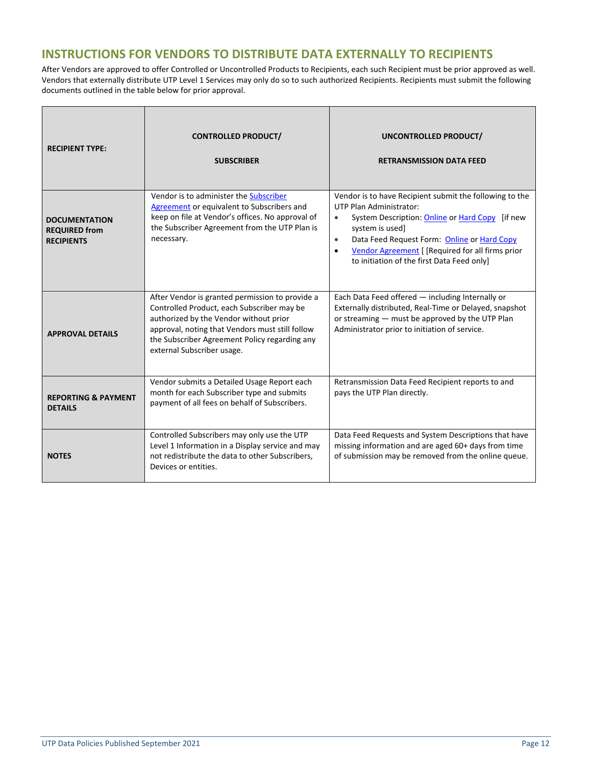## INSTRUCTIONS FOR VENDORS TO DISTRIBUTE DATA EXTERNALLY TO RECIPIENTS

After Vendors are approved to offer Controlled or Uncontrolled Products to Recipients, each such Recipient must be prior approved as well. Vendors that externally distribute UTP Level 1 Services may only do so to such authorized Recipients. Recipients must submit the following documents outlined in the table below for prior approval.

| **RECIPIENT TYPE:** | **CONTROLLED PRODUCT/ SUBSCRIBER** | **UNCONTROLLED PRODUCT/ RETRANSMISSION DATA FEED** |
|---|---|---|
| **DOCUMENTATION REQUIRED from RECIPIENTS** | Vendor is to administer the Subscriber Agreement or equivalent to Subscribers and keep on file at Vendor's offices. No approval of the Subscriber Agreement from the UTP Plan is necessary. | Vendor is to have Recipient submit the following to the UTP Plan Administrator: <br>• System Description: Online or Hard Copy [if new system is used] <br>• Data Feed Request Form: Online or Hard Copy <br>• Vendor Agreement [ [Required for all firms prior to initiation of the first Data Feed only] |
| **APPROVAL DETAILS** | After Vendor is granted permission to provide a Controlled Product, each Subscriber may be authorized by the Vendor without prior approval, noting that Vendors must still follow the Subscriber Agreement Policy regarding any external Subscriber usage. | Each Data Feed offered — including Internally or Externally distributed, Real-Time or Delayed, snapshot or streaming — must be approved by the UTP Plan Administrator prior to initiation of service. |
| **REPORTING & PAYMENT DETAILS** | Vendor submits a Detailed Usage Report each month for each Subscriber type and submits payment of all fees on behalf of Subscribers. | Retransmission Data Feed Recipient reports to and pays the UTP Plan directly. |
| **NOTES** | Controlled Subscribers may only use the UTP Level 1 Information in a Display service and may not redistribute the data to other Subscribers, Devices or entities. | Data Feed Requests and System Descriptions that have missing information and are aged 60+ days from time of submission may be removed from the online queue. |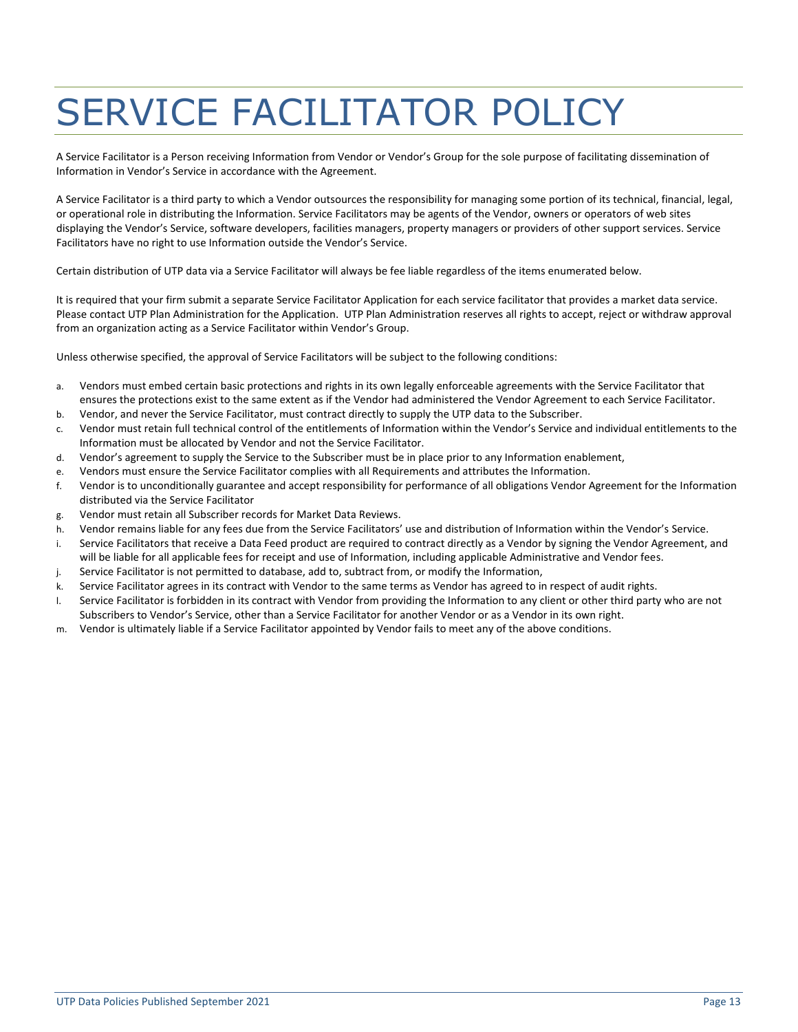# SERVICE FACILITATOR POLICY

A Service Facilitator is a Person receiving Information from Vendor or Vendor's Group for the sole purpose of facilitating dissemination of Information in Vendor's Service in accordance with the Agreement.

A Service Facilitator is a third party to which a Vendor outsources the responsibility for managing some portion of its technical, financial, legal, or operational role in distributing the Information. Service Facilitators may be agents of the Vendor, owners or operators of web sites displaying the Vendor's Service, software developers, facilities managers, property managers or providers of other support services. Service Facilitators have no right to use Information outside the Vendor's Service.

Certain distribution of UTP data via a Service Facilitator will always be fee liable regardless of the items enumerated below.

It is required that your firm submit a separate Service Facilitator Application for each service facilitator that provides a market data service. Please contact UTP Plan Administration for the Application. UTP Plan Administration reserves all rights to accept, reject or withdraw approval from an organization acting as a Service Facilitator within Vendor's Group.

Unless otherwise specified, the approval of Service Facilitators will be subject to the following conditions:

a. Vendors must embed certain basic protections and rights in its own legally enforceable agreements with the Service Facilitator that ensures the protections exist to the same extent as if the Vendor had administered the Vendor Agreement to each Service Facilitator.
b. Vendor, and never the Service Facilitator, must contract directly to supply the UTP data to the Subscriber.
c. Vendor must retain full technical control of the entitlements of Information within the Vendor's Service and individual entitlements to the Information must be allocated by Vendor and not the Service Facilitator.
d. Vendor's agreement to supply the Service to the Subscriber must be in place prior to any Information enablement,
e. Vendors must ensure the Service Facilitator complies with all Requirements and attributes the Information.
f. Vendor is to unconditionally guarantee and accept responsibility for performance of all obligations Vendor Agreement for the Information distributed via the Service Facilitator
g. Vendor must retain all Subscriber records for Market Data Reviews.
h. Vendor remains liable for any fees due from the Service Facilitators' use and distribution of Information within the Vendor's Service.
i. Service Facilitators that receive a Data Feed product are required to contract directly as a Vendor by signing the Vendor Agreement, and will be liable for all applicable fees for receipt and use of Information, including applicable Administrative and Vendor fees.
j. Service Facilitator is not permitted to database, add to, subtract from, or modify the Information,
k. Service Facilitator agrees in its contract with Vendor to the same terms as Vendor has agreed to in respect of audit rights.
l. Service Facilitator is forbidden in its contract with Vendor from providing the Information to any client or other third party who are not Subscribers to Vendor's Service, other than a Service Facilitator for another Vendor or as a Vendor in its own right.
m. Vendor is ultimately liable if a Service Facilitator appointed by Vendor fails to meet any of the above conditions.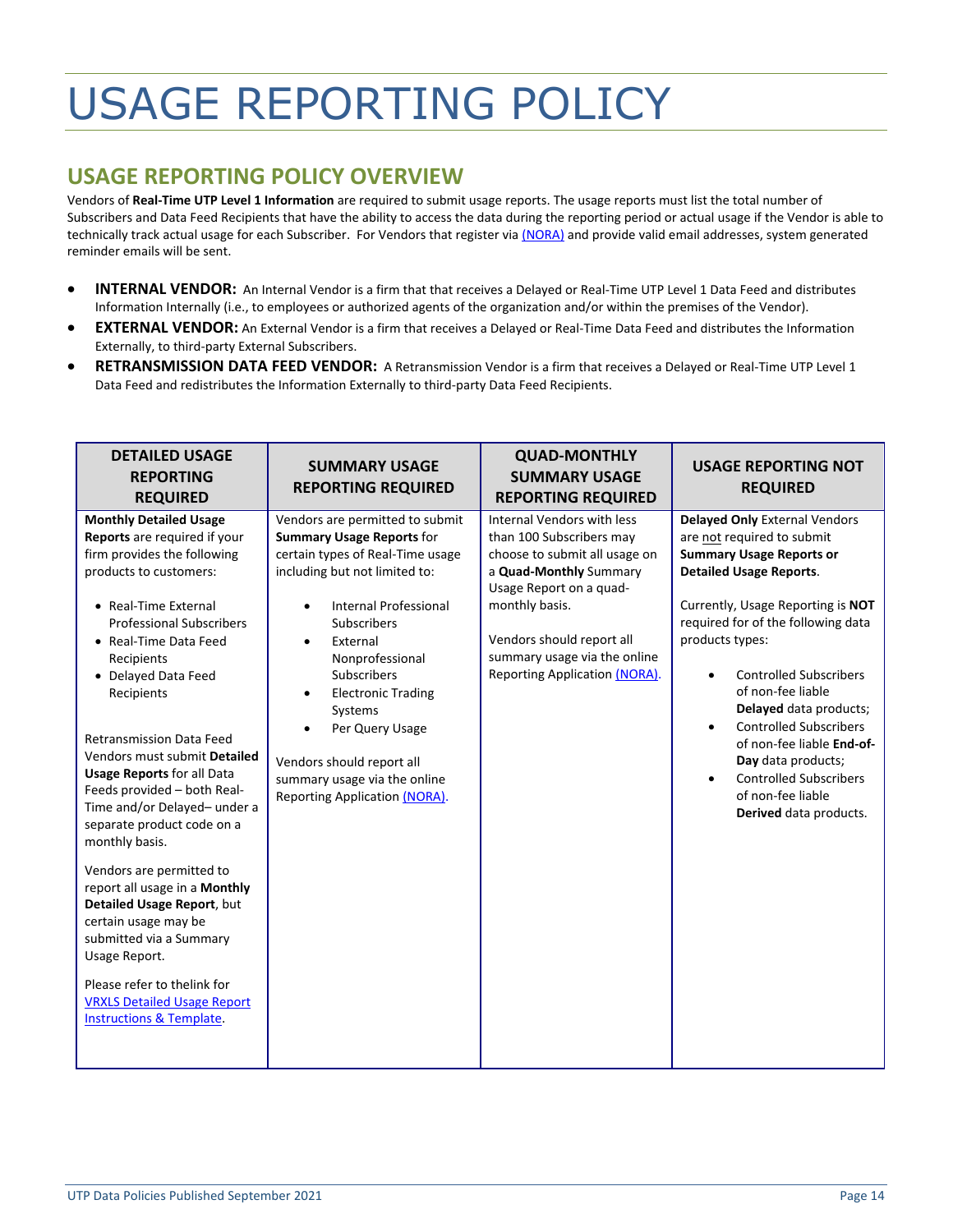# USAGE REPORTING POLICY

## USAGE REPORTING POLICY OVERVIEW

Vendors of **Real-Time UTP Level 1 Information** are required to submit usage reports. The usage reports must list the total number of Subscribers and Data Feed Recipients that have the ability to access the data during the reporting period or actual usage if the Vendor is able to technically track actual usage for each Subscriber. For Vendors that register via (NORA) and provide valid email addresses, system generated reminder emails will be sent.

- **INTERNAL VENDOR:** An Internal Vendor is a firm that that receives a Delayed or Real-Time UTP Level 1 Data Feed and distributes Information Internally (i.e., to employees or authorized agents of the organization and/or within the premises of the Vendor).
- **EXTERNAL VENDOR:** An External Vendor is a firm that receives a Delayed or Real-Time Data Feed and distributes the Information Externally, to third-party External Subscribers.
- **RETRANSMISSION DATA FEED VENDOR:** A Retransmission Vendor is a firm that receives a Delayed or Real-Time UTP Level 1 Data Feed and redistributes the Information Externally to third-party Data Feed Recipients.

| DETAILED USAGE REPORTING REQUIRED | SUMMARY USAGE REPORTING REQUIRED | QUAD-MONTHLY SUMMARY USAGE REPORTING REQUIRED | USAGE REPORTING NOT REQUIRED |
|---|---|---|---|
| **Monthly Detailed Usage Reports** are required if your firm provides the following products to customers:<br><br>• Real-Time External Professional Subscribers<br>• Real-Time Data Feed Recipients<br>• Delayed Data Feed Recipients<br><br>Retransmission Data Feed Vendors must submit **Detailed Usage Reports** for all Data Feeds provided – both Real-Time and/or Delayed– under a separate product code on a monthly basis.<br><br>Vendors are permitted to report all usage in a **Monthly Detailed Usage Report**, but certain usage may be submitted via a Summary Usage Report.<br><br>Please refer to thelink for VRXLS Detailed Usage Report Instructions & Template. | Vendors are permitted to submit **Summary Usage Reports** for certain types of Real-Time usage including but not limited to:<br><br>• Internal Professional Subscribers<br>• External Nonprofessional Subscribers<br>• Electronic Trading Systems<br>• Per Query Usage<br><br>Vendors should report all summary usage via the online Reporting Application (NORA). | Internal Vendors with less than 100 Subscribers may choose to submit all usage on a **Quad-Monthly** Summary Usage Report on a quad-monthly basis.<br><br>Vendors should report all summary usage via the online Reporting Application (NORA). | **Delayed Only** External Vendors are not required to submit **Summary Usage Reports or Detailed Usage Reports**.<br><br>Currently, Usage Reporting is **NOT** required for of the following data products types:<br><br>• Controlled Subscribers of non-fee liable **Delayed** data products;<br>• Controlled Subscribers of non-fee liable **End-of-Day** data products;<br>• Controlled Subscribers of non-fee liable **Derived** data products. |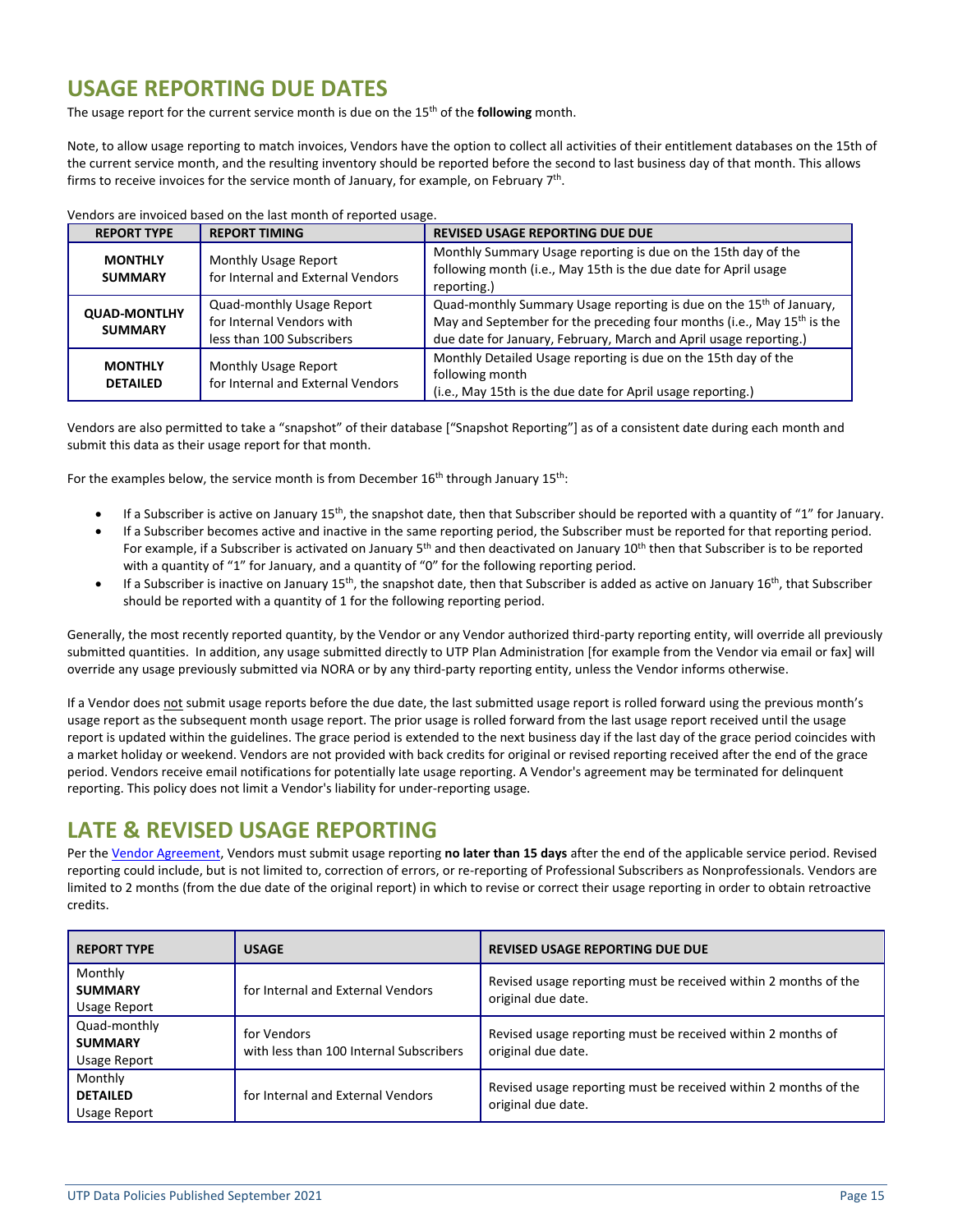## USAGE REPORTING DUE DATES

The usage report for the current service month is due on the 15th of the **following** month.

Note, to allow usage reporting to match invoices, Vendors have the option to collect all activities of their entitlement databases on the 15th of the current service month, and the resulting inventory should be reported before the second to last business day of that month. This allows firms to receive invoices for the service month of January, for example, on February 7th.

Vendors are invoiced based on the last month of reported usage.

| REPORT TYPE | REPORT TIMING | REVISED USAGE REPORTING DUE DUE |
|---|---|---|
| **MONTHLY SUMMARY** | Monthly Usage Report for Internal and External Vendors | Monthly Summary Usage reporting is due on the 15th day of the following month (i.e., May 15th is the due date for April usage reporting.) |
| **QUAD-MONTLHY SUMMARY** | Quad-monthly Usage Report for Internal Vendors with less than 100 Subscribers | Quad-monthly Summary Usage reporting is due on the 15th of January, May and September for the preceding four months (i.e., May 15th is the due date for January, February, March and April usage reporting.) |
| **MONTHLY DETAILED** | Monthly Usage Report for Internal and External Vendors | Monthly Detailed Usage reporting is due on the 15th day of the following month (i.e., May 15th is the due date for April usage reporting.) |

Vendors are also permitted to take a "snapshot" of their database ["Snapshot Reporting"] as of a consistent date during each month and submit this data as their usage report for that month.

For the examples below, the service month is from December 16th through January 15th:

- If a Subscriber is active on January 15th, the snapshot date, then that Subscriber should be reported with a quantity of "1" for January.
- If a Subscriber becomes active and inactive in the same reporting period, the Subscriber must be reported for that reporting period. For example, if a Subscriber is activated on January 5th and then deactivated on January 10th then that Subscriber is to be reported with a quantity of "1" for January, and a quantity of "0" for the following reporting period.
- If a Subscriber is inactive on January 15th, the snapshot date, then that Subscriber is added as active on January 16th, that Subscriber should be reported with a quantity of 1 for the following reporting period.

Generally, the most recently reported quantity, by the Vendor or any Vendor authorized third-party reporting entity, will override all previously submitted quantities. In addition, any usage submitted directly to UTP Plan Administration [for example from the Vendor via email or fax] will override any usage previously submitted via NORA or by any third-party reporting entity, unless the Vendor informs otherwise.

If a Vendor does not submit usage reports before the due date, the last submitted usage report is rolled forward using the previous month's usage report as the subsequent month usage report. The prior usage is rolled forward from the last usage report received until the usage report is updated within the guidelines. The grace period is extended to the next business day if the last day of the grace period coincides with a market holiday or weekend. Vendors are not provided with back credits for original or revised reporting received after the end of the grace period. Vendors receive email notifications for potentially late usage reporting. A Vendor's agreement may be terminated for delinquent reporting. This policy does not limit a Vendor's liability for under-reporting usage.

## LATE & REVISED USAGE REPORTING

Per the Vendor Agreement, Vendors must submit usage reporting **no later than 15 days** after the end of the applicable service period. Revised reporting could include, but is not limited to, correction of errors, or re-reporting of Professional Subscribers as Nonprofessionals. Vendors are limited to 2 months (from the due date of the original report) in which to revise or correct their usage reporting in order to obtain retroactive credits.

| REPORT TYPE | USAGE | REVISED USAGE REPORTING DUE DUE |
|---|---|---|
| Monthly **SUMMARY** Usage Report | for Internal and External Vendors | Revised usage reporting must be received within 2 months of the original due date. |
| Quad-monthly **SUMMARY** Usage Report | for Vendors with less than 100 Internal Subscribers | Revised usage reporting must be received within 2 months of original due date. |
| Monthly **DETAILED** Usage Report | for Internal and External Vendors | Revised usage reporting must be received within 2 months of the original due date. |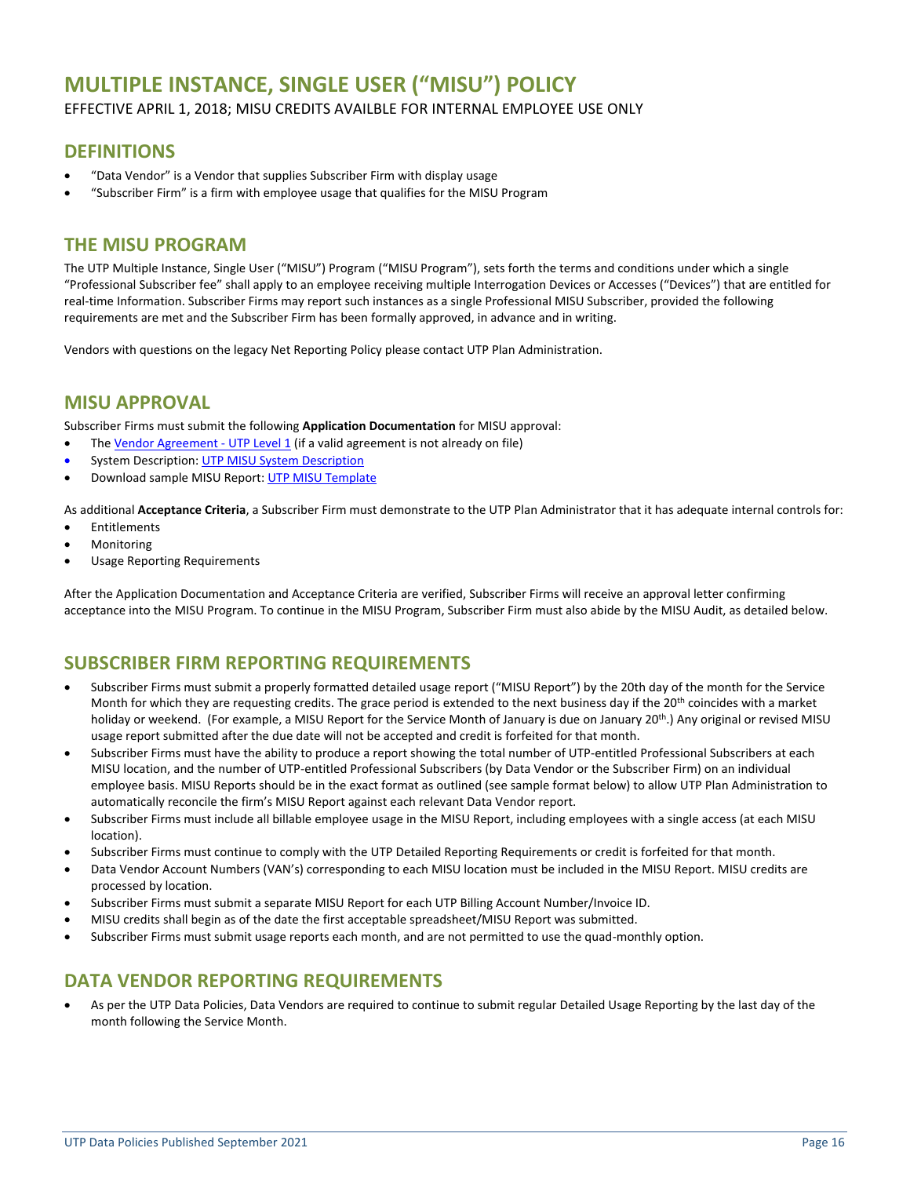# MULTIPLE INSTANCE, SINGLE USER ("MISU") POLICY

EFFECTIVE APRIL 1, 2018; MISU CREDITS AVAILBLE FOR INTERNAL EMPLOYEE USE ONLY

## DEFINITIONS

- "Data Vendor" is a Vendor that supplies Subscriber Firm with display usage
- "Subscriber Firm" is a firm with employee usage that qualifies for the MISU Program

## THE MISU PROGRAM

The UTP Multiple Instance, Single User ("MISU") Program ("MISU Program"), sets forth the terms and conditions under which a single "Professional Subscriber fee" shall apply to an employee receiving multiple Interrogation Devices or Accesses ("Devices") that are entitled for real-time Information. Subscriber Firms may report such instances as a single Professional MISU Subscriber, provided the following requirements are met and the Subscriber Firm has been formally approved, in advance and in writing.

Vendors with questions on the legacy Net Reporting Policy please contact UTP Plan Administration.

## MISU APPROVAL

Subscriber Firms must submit the following **Application Documentation** for MISU approval:

- The Vendor Agreement - UTP Level 1 (if a valid agreement is not already on file)
- System Description: UTP MISU System Description
- Download sample MISU Report: UTP MISU Template

As additional **Acceptance Criteria**, a Subscriber Firm must demonstrate to the UTP Plan Administrator that it has adequate internal controls for:

- Entitlements
- Monitoring
- Usage Reporting Requirements

After the Application Documentation and Acceptance Criteria are verified, Subscriber Firms will receive an approval letter confirming acceptance into the MISU Program. To continue in the MISU Program, Subscriber Firm must also abide by the MISU Audit, as detailed below.

## SUBSCRIBER FIRM REPORTING REQUIREMENTS

- Subscriber Firms must submit a properly formatted detailed usage report ("MISU Report") by the 20th day of the month for the Service Month for which they are requesting credits. The grace period is extended to the next business day if the 20th coincides with a market holiday or weekend. (For example, a MISU Report for the Service Month of January is due on January 20th.) Any original or revised MISU usage report submitted after the due date will not be accepted and credit is forfeited for that month.
- Subscriber Firms must have the ability to produce a report showing the total number of UTP-entitled Professional Subscribers at each MISU location, and the number of UTP-entitled Professional Subscribers (by Data Vendor or the Subscriber Firm) on an individual employee basis. MISU Reports should be in the exact format as outlined (see sample format below) to allow UTP Plan Administration to automatically reconcile the firm's MISU Report against each relevant Data Vendor report.
- Subscriber Firms must include all billable employee usage in the MISU Report, including employees with a single access (at each MISU location).
- Subscriber Firms must continue to comply with the UTP Detailed Reporting Requirements or credit is forfeited for that month.
- Data Vendor Account Numbers (VAN's) corresponding to each MISU location must be included in the MISU Report. MISU credits are processed by location.
- Subscriber Firms must submit a separate MISU Report for each UTP Billing Account Number/Invoice ID.
- MISU credits shall begin as of the date the first acceptable spreadsheet/MISU Report was submitted.
- Subscriber Firms must submit usage reports each month, and are not permitted to use the quad-monthly option.

## DATA VENDOR REPORTING REQUIREMENTS

- As per the UTP Data Policies, Data Vendors are required to continue to submit regular Detailed Usage Reporting by the last day of the month following the Service Month.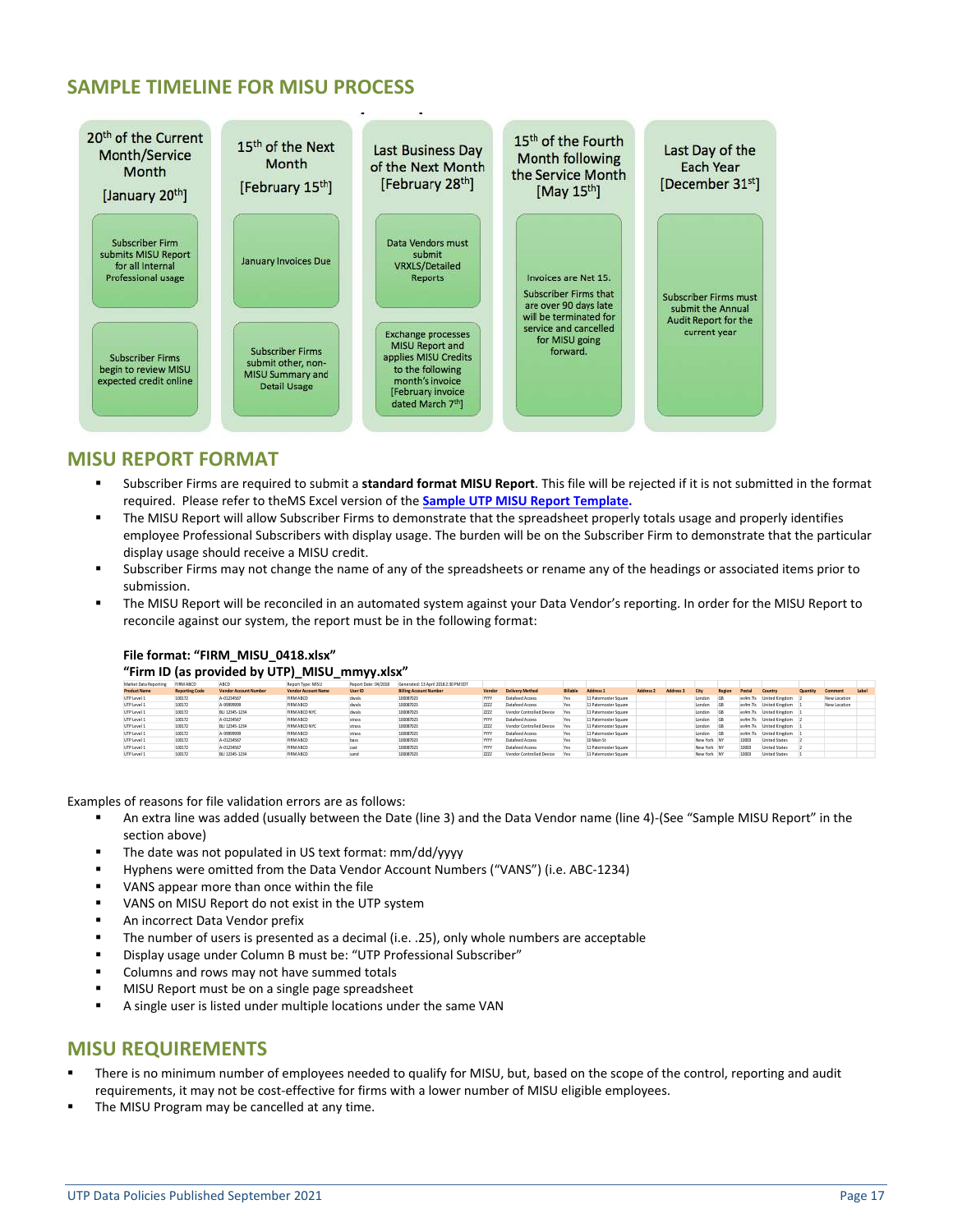## SAMPLE TIMELINE FOR MISU PROCESS

| 20th of the Current Month/Service Month [January 20th] | 15th of the Next Month [February 15th] | Last Business Day of the Next Month [February 28th] | 15th of the Fourth Month following the Service Month [May 15th] | Last Day of the Each Year [December 31st] |
|---|---|---|---|---|
| Subscriber Firm submits MISU Report for all Internal Professional usage | January Invoices Due | Data Vendors must submit VRXLS/Detailed Reports | Invoices are Net 15. Subscriber Firms that are over 90 days late will be terminated for service and cancelled for MISU going forward. | Subscriber Firms must submit the Annual Audit Report for the current year |
| Subscriber Firms begin to review MISU expected credit online | Subscriber Firms submit other, non-MISU Summary and Detail Usage | Exchange processes MISU Report and applies MISU Credits to the following month's invoice [February invoice dated March 7th] | | |

## MISU REPORT FORMAT

- Subscriber Firms are required to submit a **standard format MISU Report**. This file will be rejected if it is not submitted in the format required. Please refer to theMS Excel version of the **Sample UTP MISU Report Template.**
- The MISU Report will allow Subscriber Firms to demonstrate that the spreadsheet properly totals usage and properly identifies employee Professional Subscribers with display usage. The burden will be on the Subscriber Firm to demonstrate that the particular display usage should receive a MISU credit.
- Subscriber Firms may not change the name of any of the spreadsheets or rename any of the headings or associated items prior to submission.
- The MISU Report will be reconciled in an automated system against your Data Vendor's reporting. In order for the MISU Report to reconcile against our system, the report must be in the following format:

**File format: "FIRM_MISU_0418.xlsx"**
**"Firm ID (as provided by UTP)_MISU_mmyy.xlsx"**

| Market Data Reporting | FIRM ABCD | ABCD | Report Type: MISU | Report Date: 04/2018 | Generated: 13 April 2018 2:30 PM EDT | | | | | | | | | | | | | | |
|---|---|---|---|---|---|---|---|---|---|---|---|---|---|---|---|---|---|---|---|
| **Product Name** | **Reporting Code** | **Vendor Account Number** | **Vendor Account Name** | **User ID** | **Billing Account Number** | **Vendor** | **Delivery Method** | **Billable** | **Address 1** | **Address 2** | **Address 3** | **City** | **Region** | **Postal** | **Country** | **Quantity** | **Comment** | **Label** |
| UTP Level 1 | 100172 | A-01234567 | FIRM ABCD | dwals | 100087023 | YYYY | Datafeed Access | Yes | 11 Paternoster Square | | | London | GB | ec4m 7ls | United Kingdom | 2 | New Location | |
| UTP Level 1 | 100172 | A-99999999 | FIRM ABCD | dwals | 100087023 | ZZZZ | Datafeed Access | Yes | 11 Paternoster Square | | | London | GB | ec4m 7ls | United Kingdom | 1 | New Location | |
| UTP Level 1 | 100172 | BLI 12345-1234 | FIRM ABCD NYC | dwals | 100087023 | ZZZZ | Vendor Controlled Device | Yes | 11 Paternoster Square | | | London | GB | ec4m 7ls | United Kingdom | 1 | | |
| UTP Level 1 | 100172 | A-01234567 | FIRM ABCD | strass | 100087023 | YYYY | Datafeed Access | Yes | 11 Paternoster Square | | | London | GB | ec4m 7ls | United Kingdom | 2 | | |
| UTP Level 1 | 100172 | BLI 12345-1234 | FIRM ABCD NYC | strass | 100087023 | ZZZZ | Vendor Controlled Device | Yes | 11 Paternoster Square | | | London | GB | ec4m 7ls | United Kingdom | 1 | | |
| UTP Level 1 | 100172 | A-99999999 | FIRM ABCD | strass | 100087023 | YYYY | Datafeed Access | Yes | 11 Paternoster Square | | | London | GB | ec4m 7ls | United Kingdom | 1 | | |
| UTP Level 1 | 100172 | A-01234567 | FIRM ABCD | bass | 100087023 | YYYY | Datafeed Access | Yes | 10 Main St | | | New York | NY | 10003 | United States | 2 | | |
| UTP Level 1 | 100172 | A-01234567 | FIRM ABCD | cast | 100087023 | YYYY | Datafeed Access | Yes | 11 Paternoster Square | | | New York | NY | 10003 | United States | 2 | | |
| UTP Level 1 | 100172 | BLI 12345-1234 | FIRM ABCD | sand | 100087023 | ZZZZ | Vendor Controlled Device | Yes | 11 Paternoster Square | | | New York | NY | 10003 | United States | 1 | | |

Examples of reasons for file validation errors are as follows:

- An extra line was added (usually between the Date (line 3) and the Data Vendor name (line 4)-(See "Sample MISU Report" in the section above)
- The date was not populated in US text format: mm/dd/yyyy
- Hyphens were omitted from the Data Vendor Account Numbers ("VANS") (i.e. ABC-1234)
- VANS appear more than once within the file
- VANS on MISU Report do not exist in the UTP system
- An incorrect Data Vendor prefix
- The number of users is presented as a decimal (i.e. .25), only whole numbers are acceptable
- Display usage under Column B must be: "UTP Professional Subscriber"
- Columns and rows may not have summed totals
- MISU Report must be on a single page spreadsheet
- A single user is listed under multiple locations under the same VAN

## MISU REQUIREMENTS

- There is no minimum number of employees needed to qualify for MISU, but, based on the scope of the control, reporting and audit requirements, it may not be cost-effective for firms with a lower number of MISU eligible employees.
- The MISU Program may be cancelled at any time.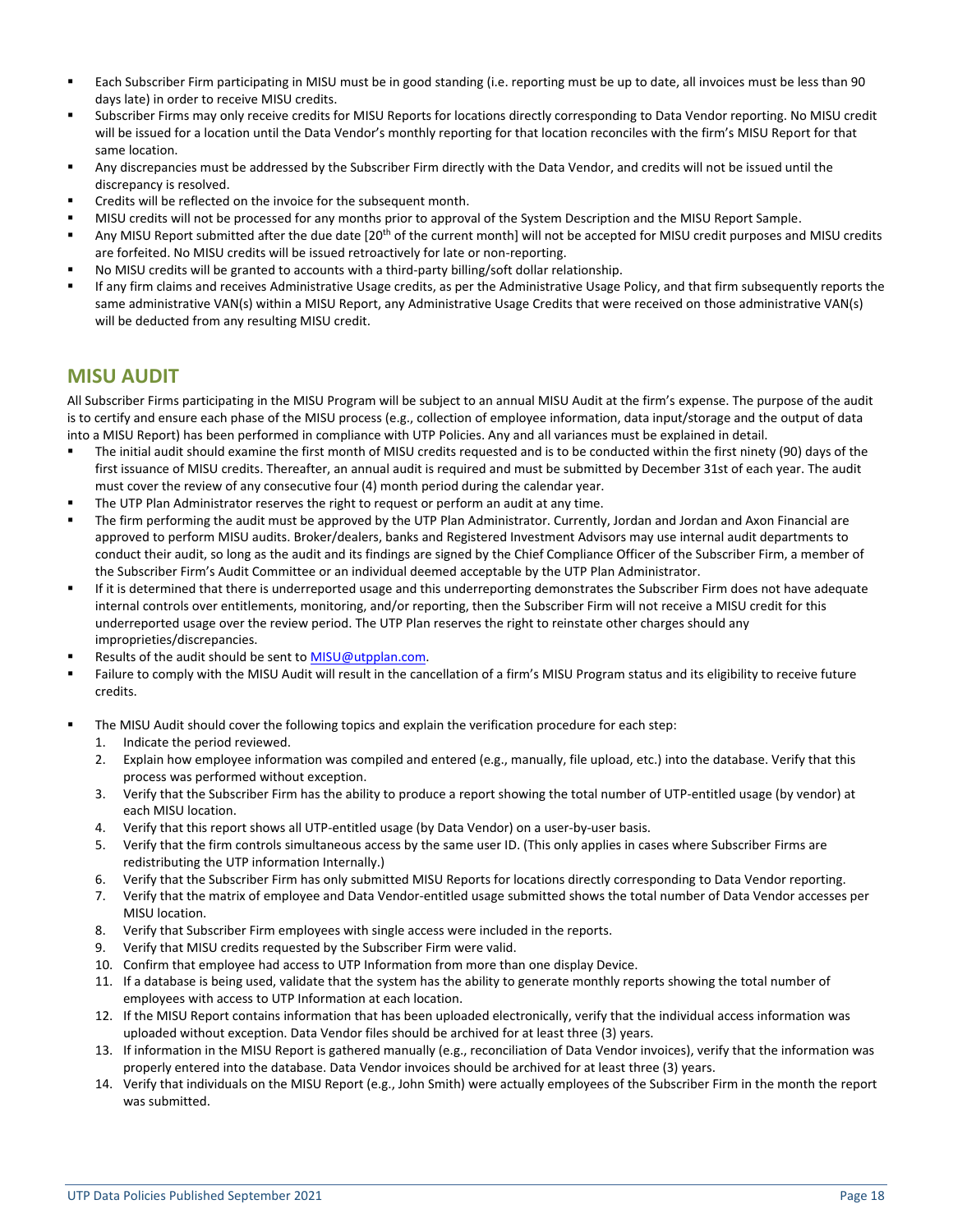- Each Subscriber Firm participating in MISU must be in good standing (i.e. reporting must be up to date, all invoices must be less than 90 days late) in order to receive MISU credits.
- Subscriber Firms may only receive credits for MISU Reports for locations directly corresponding to Data Vendor reporting. No MISU credit will be issued for a location until the Data Vendor's monthly reporting for that location reconciles with the firm's MISU Report for that same location.
- Any discrepancies must be addressed by the Subscriber Firm directly with the Data Vendor, and credits will not be issued until the discrepancy is resolved.
- Credits will be reflected on the invoice for the subsequent month.
- MISU credits will not be processed for any months prior to approval of the System Description and the MISU Report Sample.
- Any MISU Report submitted after the due date [20th of the current month] will not be accepted for MISU credit purposes and MISU credits are forfeited. No MISU credits will be issued retroactively for late or non-reporting.
- No MISU credits will be granted to accounts with a third-party billing/soft dollar relationship.
- If any firm claims and receives Administrative Usage credits, as per the Administrative Usage Policy, and that firm subsequently reports the same administrative VAN(s) within a MISU Report, any Administrative Usage Credits that were received on those administrative VAN(s) will be deducted from any resulting MISU credit.

## MISU AUDIT

All Subscriber Firms participating in the MISU Program will be subject to an annual MISU Audit at the firm's expense. The purpose of the audit is to certify and ensure each phase of the MISU process (e.g., collection of employee information, data input/storage and the output of data into a MISU Report) has been performed in compliance with UTP Policies. Any and all variances must be explained in detail.

- The initial audit should examine the first month of MISU credits requested and is to be conducted within the first ninety (90) days of the first issuance of MISU credits. Thereafter, an annual audit is required and must be submitted by December 31st of each year. The audit must cover the review of any consecutive four (4) month period during the calendar year.
- The UTP Plan Administrator reserves the right to request or perform an audit at any time.
- The firm performing the audit must be approved by the UTP Plan Administrator. Currently, Jordan and Jordan and Axon Financial are approved to perform MISU audits. Broker/dealers, banks and Registered Investment Advisors may use internal audit departments to conduct their audit, so long as the audit and its findings are signed by the Chief Compliance Officer of the Subscriber Firm, a member of the Subscriber Firm's Audit Committee or an individual deemed acceptable by the UTP Plan Administrator.
- If it is determined that there is underreported usage and this underreporting demonstrates the Subscriber Firm does not have adequate internal controls over entitlements, monitoring, and/or reporting, then the Subscriber Firm will not receive a MISU credit for this underreported usage over the review period. The UTP Plan reserves the right to reinstate other charges should any improprieties/discrepancies.
- Results of the audit should be sent to MISU@utpplan.com.
- Failure to comply with the MISU Audit will result in the cancellation of a firm's MISU Program status and its eligibility to receive future credits.

- The MISU Audit should cover the following topics and explain the verification procedure for each step:
  1. Indicate the period reviewed.
  2. Explain how employee information was compiled and entered (e.g., manually, file upload, etc.) into the database. Verify that this process was performed without exception.
  3. Verify that the Subscriber Firm has the ability to produce a report showing the total number of UTP-entitled usage (by vendor) at each MISU location.
  4. Verify that this report shows all UTP-entitled usage (by Data Vendor) on a user-by-user basis.
  5. Verify that the firm controls simultaneous access by the same user ID. (This only applies in cases where Subscriber Firms are redistributing the UTP information Internally.)
  6. Verify that the Subscriber Firm has only submitted MISU Reports for locations directly corresponding to Data Vendor reporting.
  7. Verify that the matrix of employee and Data Vendor-entitled usage submitted shows the total number of Data Vendor accesses per MISU location.
  8. Verify that Subscriber Firm employees with single access were included in the reports.
  9. Verify that MISU credits requested by the Subscriber Firm were valid.
  10. Confirm that employee had access to UTP Information from more than one display Device.
  11. If a database is being used, validate that the system has the ability to generate monthly reports showing the total number of employees with access to UTP Information at each location.
  12. If the MISU Report contains information that has been uploaded electronically, verify that the individual access information was uploaded without exception. Data Vendor files should be archived for at least three (3) years.
  13. If information in the MISU Report is gathered manually (e.g., reconciliation of Data Vendor invoices), verify that the information was properly entered into the database. Data Vendor invoices should be archived for at least three (3) years.
  14. Verify that individuals on the MISU Report (e.g., John Smith) were actually employees of the Subscriber Firm in the month the report was submitted.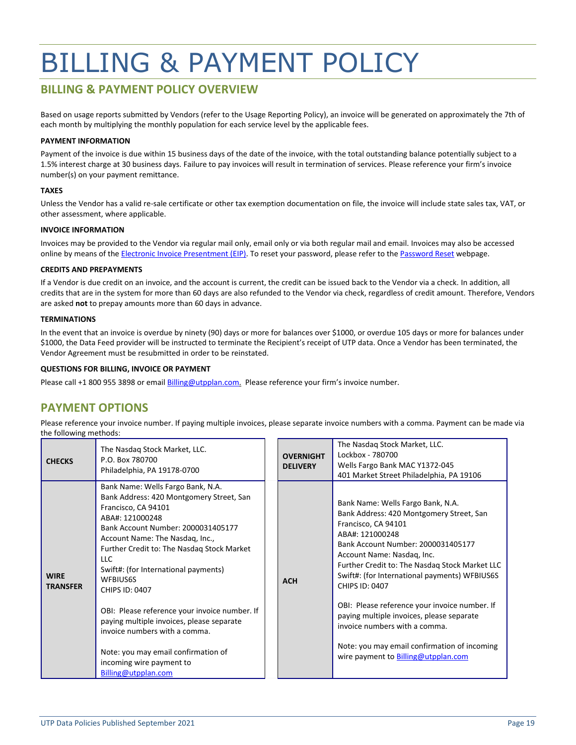# BILLING & PAYMENT POLICY

## BILLING & PAYMENT POLICY OVERVIEW

Based on usage reports submitted by Vendors (refer to the Usage Reporting Policy), an invoice will be generated on approximately the 7th of each month by multiplying the monthly population for each service level by the applicable fees.

#### PAYMENT INFORMATION

Payment of the invoice is due within 15 business days of the date of the invoice, with the total outstanding balance potentially subject to a 1.5% interest charge at 30 business days. Failure to pay invoices will result in termination of services. Please reference your firm's invoice number(s) on your payment remittance.

#### TAXES

Unless the Vendor has a valid re-sale certificate or other tax exemption documentation on file, the invoice will include state sales tax, VAT, or other assessment, where applicable.

#### INVOICE INFORMATION

Invoices may be provided to the Vendor via regular mail only, email only or via both regular mail and email. Invoices may also be accessed online by means of the Electronic Invoice Presentment (EIP). To reset your password, please refer to the Password Reset webpage.

#### CREDITS AND PREPAYMENTS

If a Vendor is due credit on an invoice, and the account is current, the credit can be issued back to the Vendor via a check. In addition, all credits that are in the system for more than 60 days are also refunded to the Vendor via check, regardless of credit amount. Therefore, Vendors are asked **not** to prepay amounts more than 60 days in advance.

#### TERMINATIONS

In the event that an invoice is overdue by ninety (90) days or more for balances over $1000, or overdue 105 days or more for balances under $1000, the Data Feed provider will be instructed to terminate the Recipient's receipt of UTP data. Once a Vendor has been terminated, the Vendor Agreement must be resubmitted in order to be reinstated.

#### QUESTIONS FOR BILLING, INVOICE OR PAYMENT

Please call +1 800 955 3898 or email Billing@utpplan.com. Please reference your firm's invoice number.

## PAYMENT OPTIONS

Please reference your invoice number. If paying multiple invoices, please separate invoice numbers with a comma. Payment can be made via the following methods:

| | |
|---|---|
| **CHECKS** | The Nasdaq Stock Market, LLC.<br>P.O. Box 780700<br>Philadelphia, PA 19178-0700 |
| **WIRE TRANSFER** | Bank Name: Wells Fargo Bank, N.A.<br>Bank Address: 420 Montgomery Street, San Francisco, CA 94101<br>ABA#: 121000248<br>Bank Account Number: 2000031405177<br>Account Name: The Nasdaq, Inc.,<br>Further Credit to: The Nasdaq Stock Market LLC<br>Swift#: (for International payments) WFBIUS6S<br>CHIPS ID: 0407<br><br>OBI: Please reference your invoice number. If paying multiple invoices, please separate invoice numbers with a comma.<br><br>Note: you may email confirmation of incoming wire payment to Billing@utpplan.com |
| **OVERNIGHT DELIVERY** | The Nasdaq Stock Market, LLC.<br>Lockbox - 780700<br>Wells Fargo Bank MAC Y1372-045<br>401 Market Street Philadelphia, PA 19106 |
| **ACH** | Bank Name: Wells Fargo Bank, N.A.<br>Bank Address: 420 Montgomery Street, San Francisco, CA 94101<br>ABA#: 121000248<br>Bank Account Number: 2000031405177<br>Account Name: Nasdaq, Inc.<br>Further Credit to: The Nasdaq Stock Market LLC<br>Swift#: (for International payments) WFBIUS6S<br>CHIPS ID: 0407<br><br>OBI: Please reference your invoice number. If paying multiple invoices, please separate invoice numbers with a comma.<br><br>Note: you may email confirmation of incoming wire payment to Billing@utpplan.com |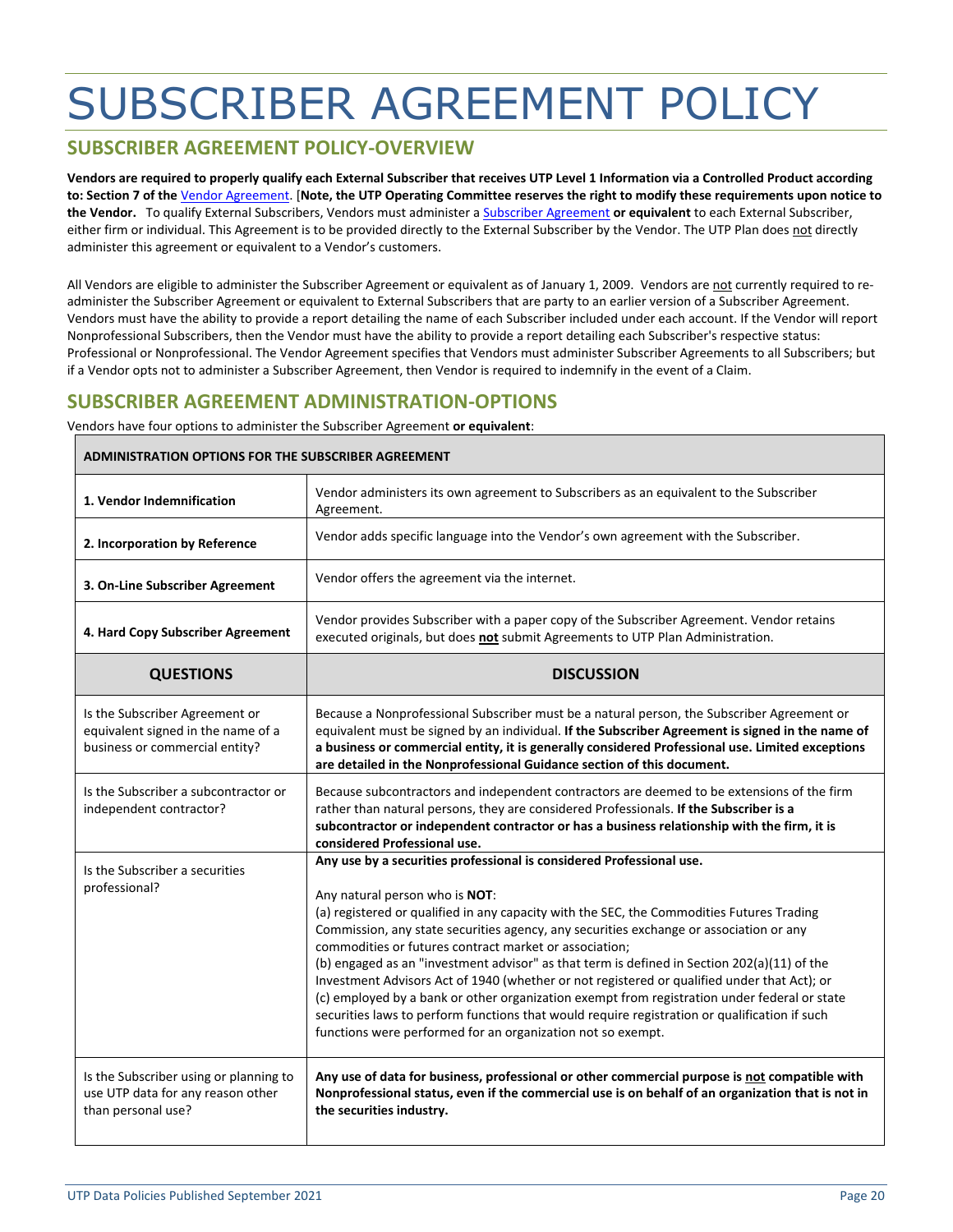# SUBSCRIBER AGREEMENT POLICY

## SUBSCRIBER AGREEMENT POLICY-OVERVIEW

**Vendors are required to properly qualify each External Subscriber that receives UTP Level 1 Information via a Controlled Product according to: Section 7 of the** Vendor Agreement. [**Note, the UTP Operating Committee reserves the right to modify these requirements upon notice to the Vendor.** To qualify External Subscribers, Vendors must administer a Subscriber Agreement **or equivalent** to each External Subscriber, either firm or individual. This Agreement is to be provided directly to the External Subscriber by the Vendor. The UTP Plan does not directly administer this agreement or equivalent to a Vendor's customers.

All Vendors are eligible to administer the Subscriber Agreement or equivalent as of January 1, 2009. Vendors are not currently required to re-administer the Subscriber Agreement or equivalent to External Subscribers that are party to an earlier version of a Subscriber Agreement. Vendors must have the ability to provide a report detailing the name of each Subscriber included under each account. If the Vendor will report Nonprofessional Subscribers, then the Vendor must have the ability to provide a report detailing each Subscriber's respective status: Professional or Nonprofessional. The Vendor Agreement specifies that Vendors must administer Subscriber Agreements to all Subscribers; but if a Vendor opts not to administer a Subscriber Agreement, then Vendor is required to indemnify in the event of a Claim.

## SUBSCRIBER AGREEMENT ADMINISTRATION-OPTIONS

Vendors have four options to administer the Subscriber Agreement **or equivalent**:

| ADMINISTRATION OPTIONS FOR THE SUBSCRIBER AGREEMENT | |
|---|---|
| **1. Vendor Indemnification** | Vendor administers its own agreement to Subscribers as an equivalent to the Subscriber Agreement. |
| **2. Incorporation by Reference** | Vendor adds specific language into the Vendor's own agreement with the Subscriber. |
| **3. On-Line Subscriber Agreement** | Vendor offers the agreement via the internet. |
| **4. Hard Copy Subscriber Agreement** | Vendor provides Subscriber with a paper copy of the Subscriber Agreement. Vendor retains executed originals, but does **not** submit Agreements to UTP Plan Administration. |
| **QUESTIONS** | **DISCUSSION** |
| Is the Subscriber Agreement or equivalent signed in the name of a business or commercial entity? | Because a Nonprofessional Subscriber must be a natural person, the Subscriber Agreement or equivalent must be signed by an individual. **If the Subscriber Agreement is signed in the name of a business or commercial entity, it is generally considered Professional use. Limited exceptions are detailed in the Nonprofessional Guidance section of this document.** |
| Is the Subscriber a subcontractor or independent contractor? | Because subcontractors and independent contractors are deemed to be extensions of the firm rather than natural persons, they are considered Professionals. **If the Subscriber is a subcontractor or independent contractor or has a business relationship with the firm, it is considered Professional use.** |
| Is the Subscriber a securities professional? | **Any use by a securities professional is considered Professional use.**<br><br>Any natural person who is **NOT**:<br>(a) registered or qualified in any capacity with the SEC, the Commodities Futures Trading Commission, any state securities agency, any securities exchange or association or any commodities or futures contract market or association;<br>(b) engaged as an "investment advisor" as that term is defined in Section 202(a)(11) of the Investment Advisors Act of 1940 (whether or not registered or qualified under that Act); or<br>(c) employed by a bank or other organization exempt from registration under federal or state securities laws to perform functions that would require registration or qualification if such functions were performed for an organization not so exempt. |
| Is the Subscriber using or planning to use UTP data for any reason other than personal use? | **Any use of data for business, professional or other commercial purpose is not compatible with Nonprofessional status, even if the commercial use is on behalf of an organization that is not in the securities industry.** |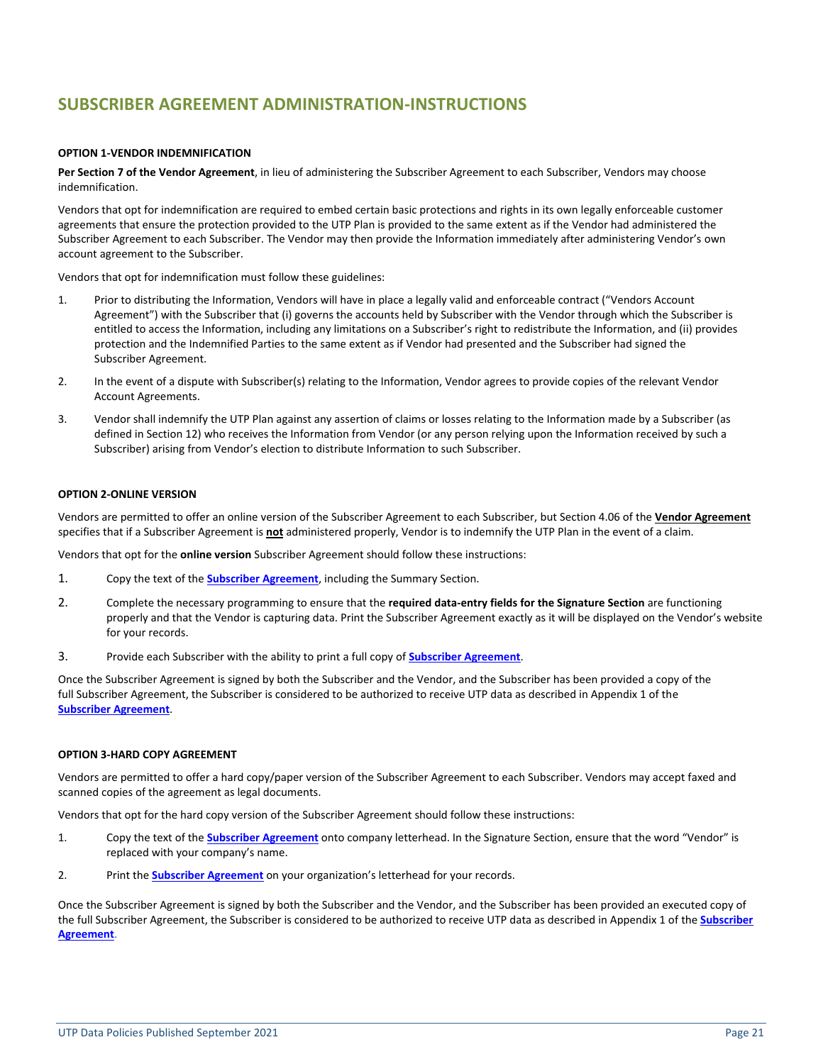# SUBSCRIBER AGREEMENT ADMINISTRATION-INSTRUCTIONS

### OPTION 1-VENDOR INDEMNIFICATION

**Per Section 7 of the Vendor Agreement**, in lieu of administering the Subscriber Agreement to each Subscriber, Vendors may choose indemnification.

Vendors that opt for indemnification are required to embed certain basic protections and rights in its own legally enforceable customer agreements that ensure the protection provided to the UTP Plan is provided to the same extent as if the Vendor had administered the Subscriber Agreement to each Subscriber. The Vendor may then provide the Information immediately after administering Vendor's own account agreement to the Subscriber.

Vendors that opt for indemnification must follow these guidelines:

1. Prior to distributing the Information, Vendors will have in place a legally valid and enforceable contract ("Vendors Account Agreement") with the Subscriber that (i) governs the accounts held by Subscriber with the Vendor through which the Subscriber is entitled to access the Information, including any limitations on a Subscriber's right to redistribute the Information, and (ii) provides protection and the Indemnified Parties to the same extent as if Vendor had presented and the Subscriber had signed the Subscriber Agreement.
2. In the event of a dispute with Subscriber(s) relating to the Information, Vendor agrees to provide copies of the relevant Vendor Account Agreements.
3. Vendor shall indemnify the UTP Plan against any assertion of claims or losses relating to the Information made by a Subscriber (as defined in Section 12) who receives the Information from Vendor (or any person relying upon the Information received by such a Subscriber) arising from Vendor's election to distribute Information to such Subscriber.

### OPTION 2-ONLINE VERSION

Vendors are permitted to offer an online version of the Subscriber Agreement to each Subscriber, but Section 4.06 of the **Vendor Agreement** specifies that if a Subscriber Agreement is **not** administered properly, Vendor is to indemnify the UTP Plan in the event of a claim.

Vendors that opt for the **online version** Subscriber Agreement should follow these instructions:

1. Copy the text of the **Subscriber Agreement**, including the Summary Section.
2. Complete the necessary programming to ensure that the **required data-entry fields for the Signature Section** are functioning properly and that the Vendor is capturing data. Print the Subscriber Agreement exactly as it will be displayed on the Vendor's website for your records.
3. Provide each Subscriber with the ability to print a full copy of **Subscriber Agreement**.

Once the Subscriber Agreement is signed by both the Subscriber and the Vendor, and the Subscriber has been provided a copy of the full Subscriber Agreement, the Subscriber is considered to be authorized to receive UTP data as described in Appendix 1 of the **Subscriber Agreement**.

### OPTION 3-HARD COPY AGREEMENT

Vendors are permitted to offer a hard copy/paper version of the Subscriber Agreement to each Subscriber. Vendors may accept faxed and scanned copies of the agreement as legal documents.

Vendors that opt for the hard copy version of the Subscriber Agreement should follow these instructions:

1. Copy the text of the **Subscriber Agreement** onto company letterhead. In the Signature Section, ensure that the word "Vendor" is replaced with your company's name.
2. Print the **Subscriber Agreement** on your organization's letterhead for your records.

Once the Subscriber Agreement is signed by both the Subscriber and the Vendor, and the Subscriber has been provided an executed copy of the full Subscriber Agreement, the Subscriber is considered to be authorized to receive UTP data as described in Appendix 1 of the **Subscriber Agreement**.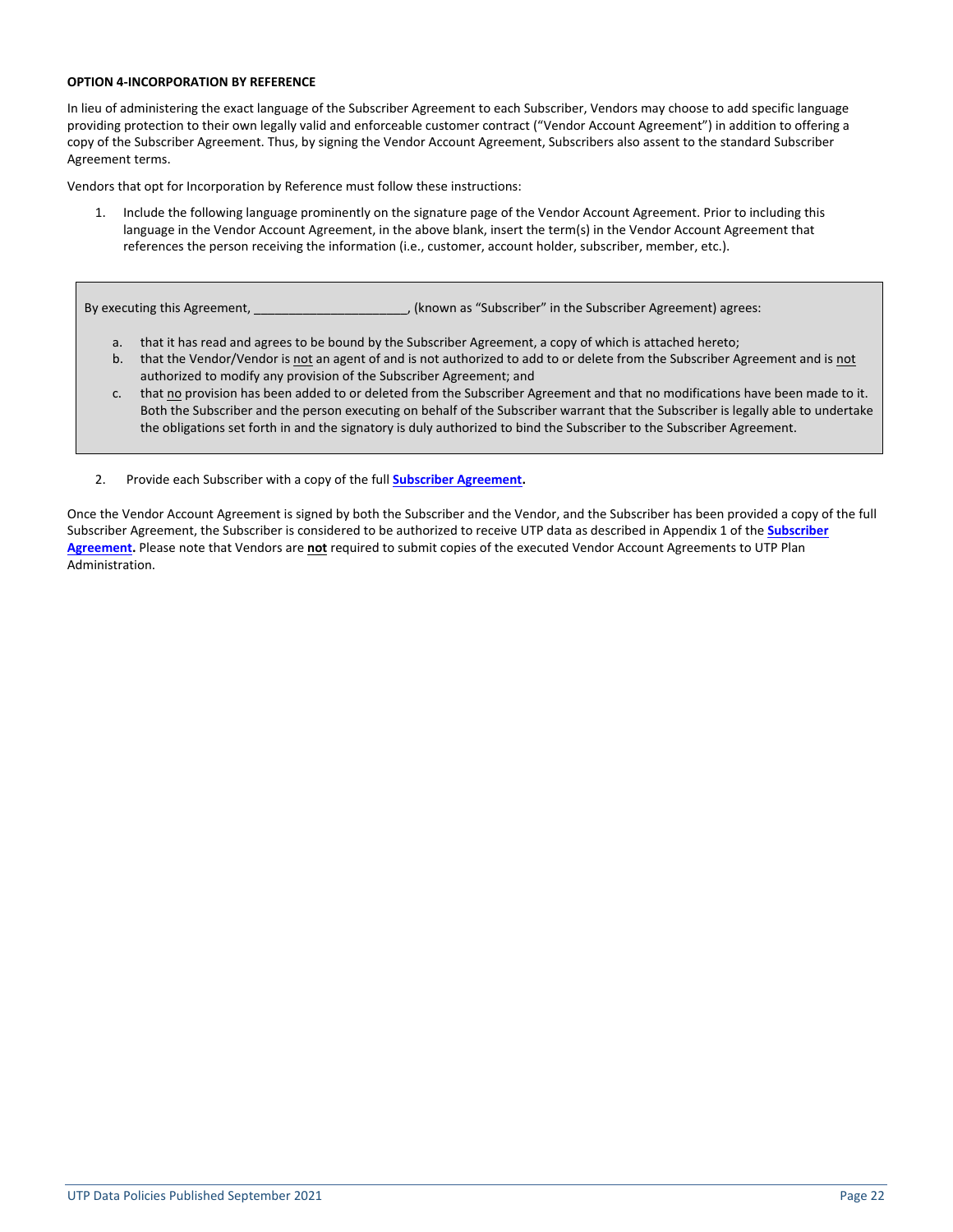**OPTION 4-INCORPORATION BY REFERENCE**

In lieu of administering the exact language of the Subscriber Agreement to each Subscriber, Vendors may choose to add specific language providing protection to their own legally valid and enforceable customer contract ("Vendor Account Agreement") in addition to offering a copy of the Subscriber Agreement. Thus, by signing the Vendor Account Agreement, Subscribers also assent to the standard Subscriber Agreement terms.

Vendors that opt for Incorporation by Reference must follow these instructions:

1. Include the following language prominently on the signature page of the Vendor Account Agreement. Prior to including this language in the Vendor Account Agreement, in the above blank, insert the term(s) in the Vendor Account Agreement that references the person receiving the information (i.e., customer, account holder, subscriber, member, etc.).

> By executing this Agreement, ______________________, (known as "Subscriber" in the Subscriber Agreement) agrees:
>
> a. that it has read and agrees to be bound by the Subscriber Agreement, a copy of which is attached hereto;
> b. that the Vendor/Vendor is <u>not</u> an agent of and is not authorized to add to or delete from the Subscriber Agreement and is <u>not</u> authorized to modify any provision of the Subscriber Agreement; and
> c. that <u>no</u> provision has been added to or deleted from the Subscriber Agreement and that no modifications have been made to it. Both the Subscriber and the person executing on behalf of the Subscriber warrant that the Subscriber is legally able to undertake the obligations set forth in and the signatory is duly authorized to bind the Subscriber to the Subscriber Agreement.

2. Provide each Subscriber with a copy of the full **Subscriber Agreement.**

Once the Vendor Account Agreement is signed by both the Subscriber and the Vendor, and the Subscriber has been provided a copy of the full Subscriber Agreement, the Subscriber is considered to be authorized to receive UTP data as described in Appendix 1 of the **Subscriber Agreement.** Please note that Vendors are **<u>not</u>** required to submit copies of the executed Vendor Account Agreements to UTP Plan Administration.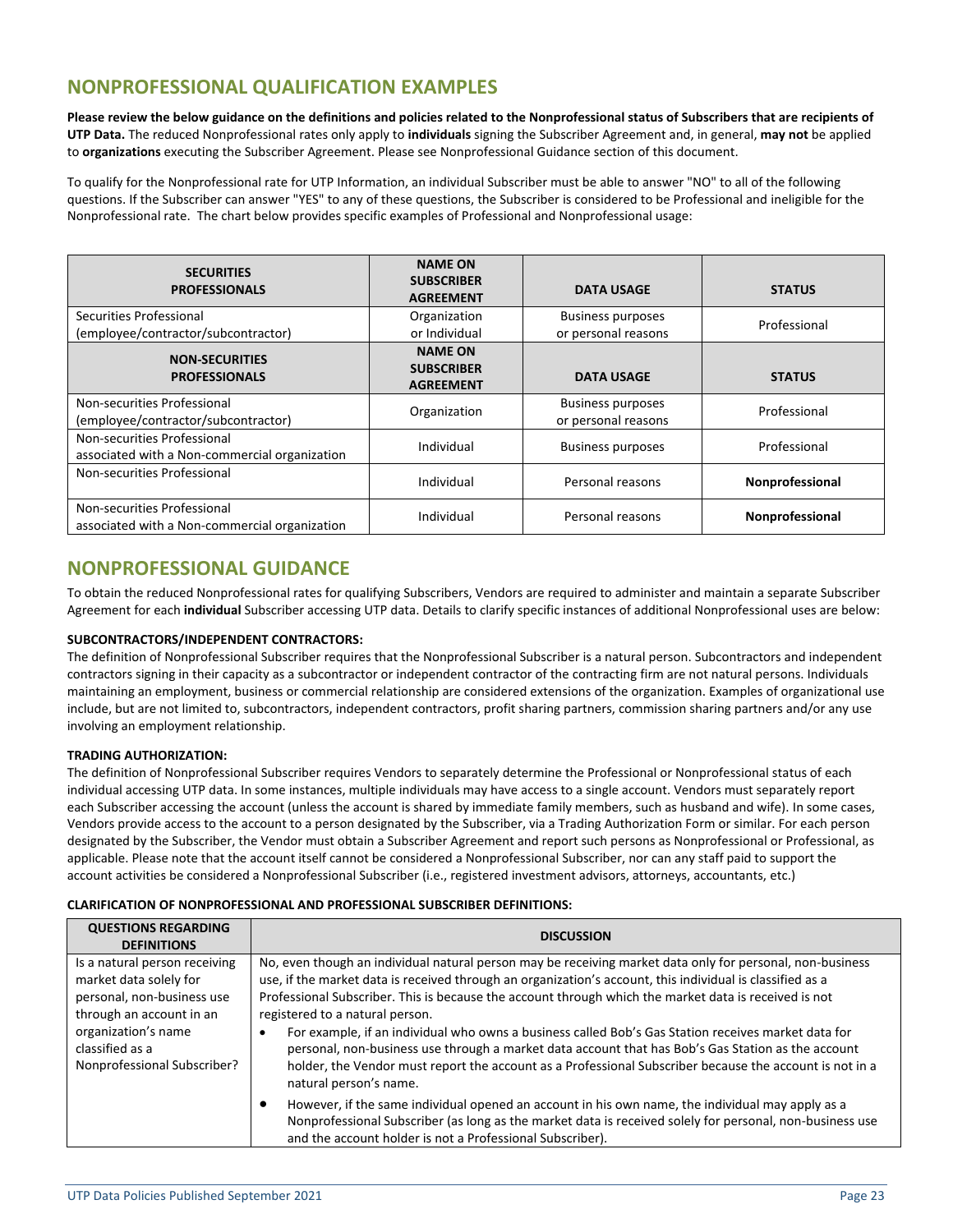## NONPROFESSIONAL QUALIFICATION EXAMPLES

**Please review the below guidance on the definitions and policies related to the Nonprofessional status of Subscribers that are recipients of UTP Data.** The reduced Nonprofessional rates only apply to **individuals** signing the Subscriber Agreement and, in general, **may not** be applied to **organizations** executing the Subscriber Agreement. Please see Nonprofessional Guidance section of this document.

To qualify for the Nonprofessional rate for UTP Information, an individual Subscriber must be able to answer "NO" to all of the following questions. If the Subscriber can answer "YES" to any of these questions, the Subscriber is considered to be Professional and ineligible for the Nonprofessional rate. The chart below provides specific examples of Professional and Nonprofessional usage:

| SECURITIES PROFESSIONALS | NAME ON SUBSCRIBER AGREEMENT | DATA USAGE | STATUS |
|---|---|---|---|
| Securities Professional (employee/contractor/subcontractor) | Organization or Individual | Business purposes or personal reasons | Professional |
| **NON-SECURITIES PROFESSIONALS** | **NAME ON SUBSCRIBER AGREEMENT** | **DATA USAGE** | **STATUS** |
| Non-securities Professional (employee/contractor/subcontractor) | Organization | Business purposes or personal reasons | Professional |
| Non-securities Professional associated with a Non-commercial organization | Individual | Business purposes | Professional |
| Non-securities Professional | Individual | Personal reasons | **Nonprofessional** |
| Non-securities Professional associated with a Non-commercial organization | Individual | Personal reasons | **Nonprofessional** |

## NONPROFESSIONAL GUIDANCE

To obtain the reduced Nonprofessional rates for qualifying Subscribers, Vendors are required to administer and maintain a separate Subscriber Agreement for each **individual** Subscriber accessing UTP data. Details to clarify specific instances of additional Nonprofessional uses are below:

**SUBCONTRACTORS/INDEPENDENT CONTRACTORS:**

The definition of Nonprofessional Subscriber requires that the Nonprofessional Subscriber is a natural person. Subcontractors and independent contractors signing in their capacity as a subcontractor or independent contractor of the contracting firm are not natural persons. Individuals maintaining an employment, business or commercial relationship are considered extensions of the organization. Examples of organizational use include, but are not limited to, subcontractors, independent contractors, profit sharing partners, commission sharing partners and/or any use involving an employment relationship.

**TRADING AUTHORIZATION:**

The definition of Nonprofessional Subscriber requires Vendors to separately determine the Professional or Nonprofessional status of each individual accessing UTP data. In some instances, multiple individuals may have access to a single account. Vendors must separately report each Subscriber accessing the account (unless the account is shared by immediate family members, such as husband and wife). In some cases, Vendors provide access to the account to a person designated by the Subscriber, via a Trading Authorization Form or similar. For each person designated by the Subscriber, the Vendor must obtain a Subscriber Agreement and report such persons as Nonprofessional or Professional, as applicable. Please note that the account itself cannot be considered a Nonprofessional Subscriber, nor can any staff paid to support the account activities be considered a Nonprofessional Subscriber (i.e., registered investment advisors, attorneys, accountants, etc.)

**CLARIFICATION OF NONPROFESSIONAL AND PROFESSIONAL SUBSCRIBER DEFINITIONS:**

| QUESTIONS REGARDING DEFINITIONS | DISCUSSION |
|---|---|
| Is a natural person receiving market data solely for personal, non-business use through an account in an organization's name classified as a Nonprofessional Subscriber? | No, even though an individual natural person may be receiving market data only for personal, non-business use, if the market data is received through an organization's account, this individual is classified as a Professional Subscriber. This is because the account through which the market data is received is not registered to a natural person.<br>• For example, if an individual who owns a business called Bob's Gas Station receives market data for personal, non-business use through a market data account that has Bob's Gas Station as the account holder, the Vendor must report the account as a Professional Subscriber because the account is not in a natural person's name.<br>• However, if the same individual opened an account in his own name, the individual may apply as a Nonprofessional Subscriber (as long as the market data is received solely for personal, non-business use and the account holder is not a Professional Subscriber). |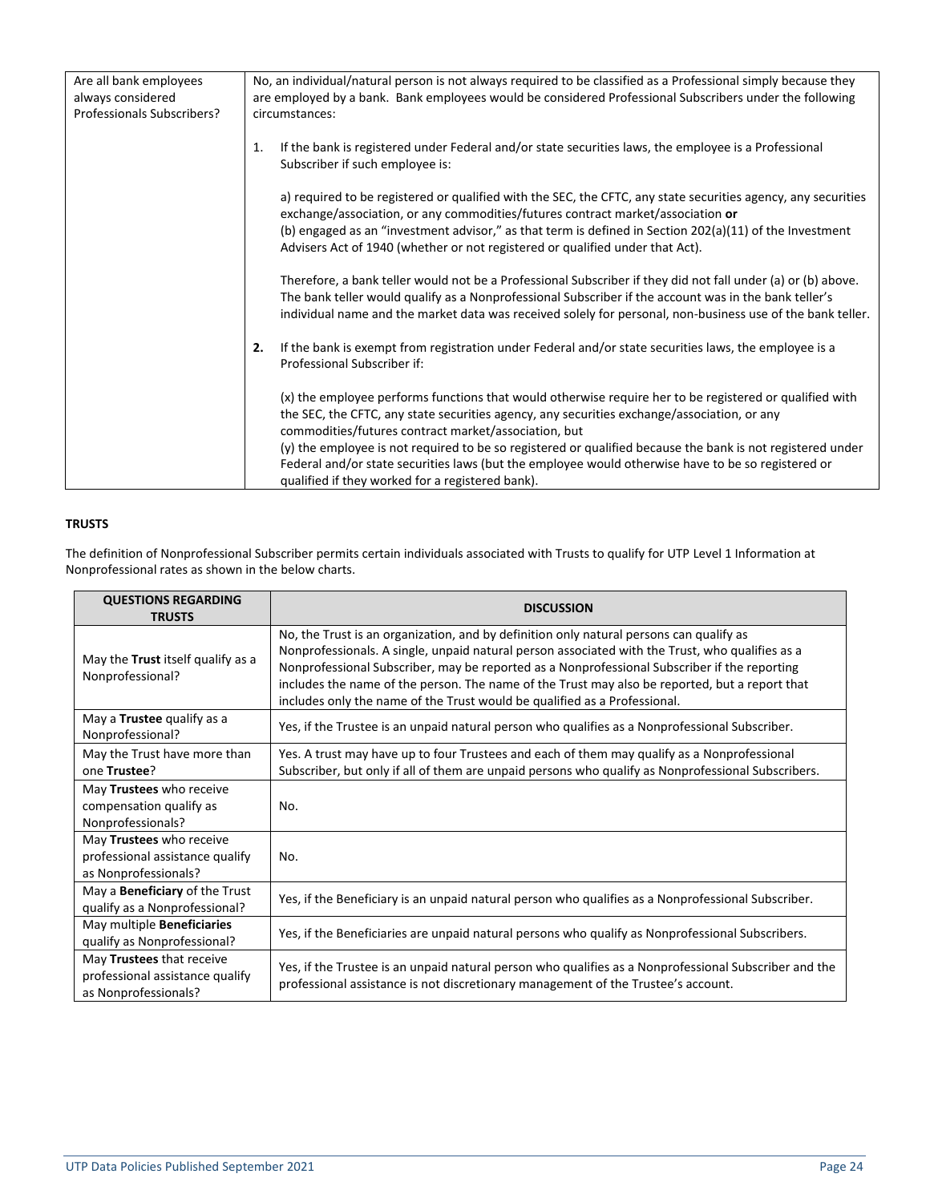| Are all bank employees always considered Professionals Subscribers? | No, an individual/natural person is not always required to be classified as a Professional simply because they are employed by a bank. Bank employees would be considered Professional Subscribers under the following circumstances:<br><br>1. If the bank is registered under Federal and/or state securities laws, the employee is a Professional Subscriber if such employee is:<br><br>a) required to be registered or qualified with the SEC, the CFTC, any state securities agency, any securities exchange/association, or any commodities/futures contract market/association **or**<br>(b) engaged as an "investment advisor," as that term is defined in Section 202(a)(11) of the Investment Advisers Act of 1940 (whether or not registered or qualified under that Act).<br><br>Therefore, a bank teller would not be a Professional Subscriber if they did not fall under (a) or (b) above. The bank teller would qualify as a Nonprofessional Subscriber if the account was in the bank teller's individual name and the market data was received solely for personal, non-business use of the bank teller.<br><br>**2.** If the bank is exempt from registration under Federal and/or state securities laws, the employee is a Professional Subscriber if:<br><br>(x) the employee performs functions that would otherwise require her to be registered or qualified with the SEC, the CFTC, any state securities agency, any securities exchange/association, or any commodities/futures contract market/association, but<br>(y) the employee is not required to be so registered or qualified because the bank is not registered under Federal and/or state securities laws (but the employee would otherwise have to be so registered or qualified if they worked for a registered bank). |
|---|---|

**TRUSTS**

The definition of Nonprofessional Subscriber permits certain individuals associated with Trusts to qualify for UTP Level 1 Information at Nonprofessional rates as shown in the below charts.

| QUESTIONS REGARDING TRUSTS | DISCUSSION |
|---|---|
| May the **Trust** itself qualify as a Nonprofessional? | No, the Trust is an organization, and by definition only natural persons can qualify as Nonprofessionals. A single, unpaid natural person associated with the Trust, who qualifies as a Nonprofessional Subscriber, may be reported as a Nonprofessional Subscriber if the reporting includes the name of the person. The name of the Trust may also be reported, but a report that includes only the name of the Trust would be qualified as a Professional. |
| May a **Trustee** qualify as a Nonprofessional? | Yes, if the Trustee is an unpaid natural person who qualifies as a Nonprofessional Subscriber. |
| May the Trust have more than one **Trustee**? | Yes. A trust may have up to four Trustees and each of them may qualify as a Nonprofessional Subscriber, but only if all of them are unpaid persons who qualify as Nonprofessional Subscribers. |
| May **Trustees** who receive compensation qualify as Nonprofessionals? | No. |
| May **Trustees** who receive professional assistance qualify as Nonprofessionals? | No. |
| May a **Beneficiary** of the Trust qualify as a Nonprofessional? | Yes, if the Beneficiary is an unpaid natural person who qualifies as a Nonprofessional Subscriber. |
| May multiple **Beneficiaries** qualify as Nonprofessional? | Yes, if the Beneficiaries are unpaid natural persons who qualify as Nonprofessional Subscribers. |
| May **Trustees** that receive professional assistance qualify as Nonprofessionals? | Yes, if the Trustee is an unpaid natural person who qualifies as a Nonprofessional Subscriber and the professional assistance is not discretionary management of the Trustee's account. |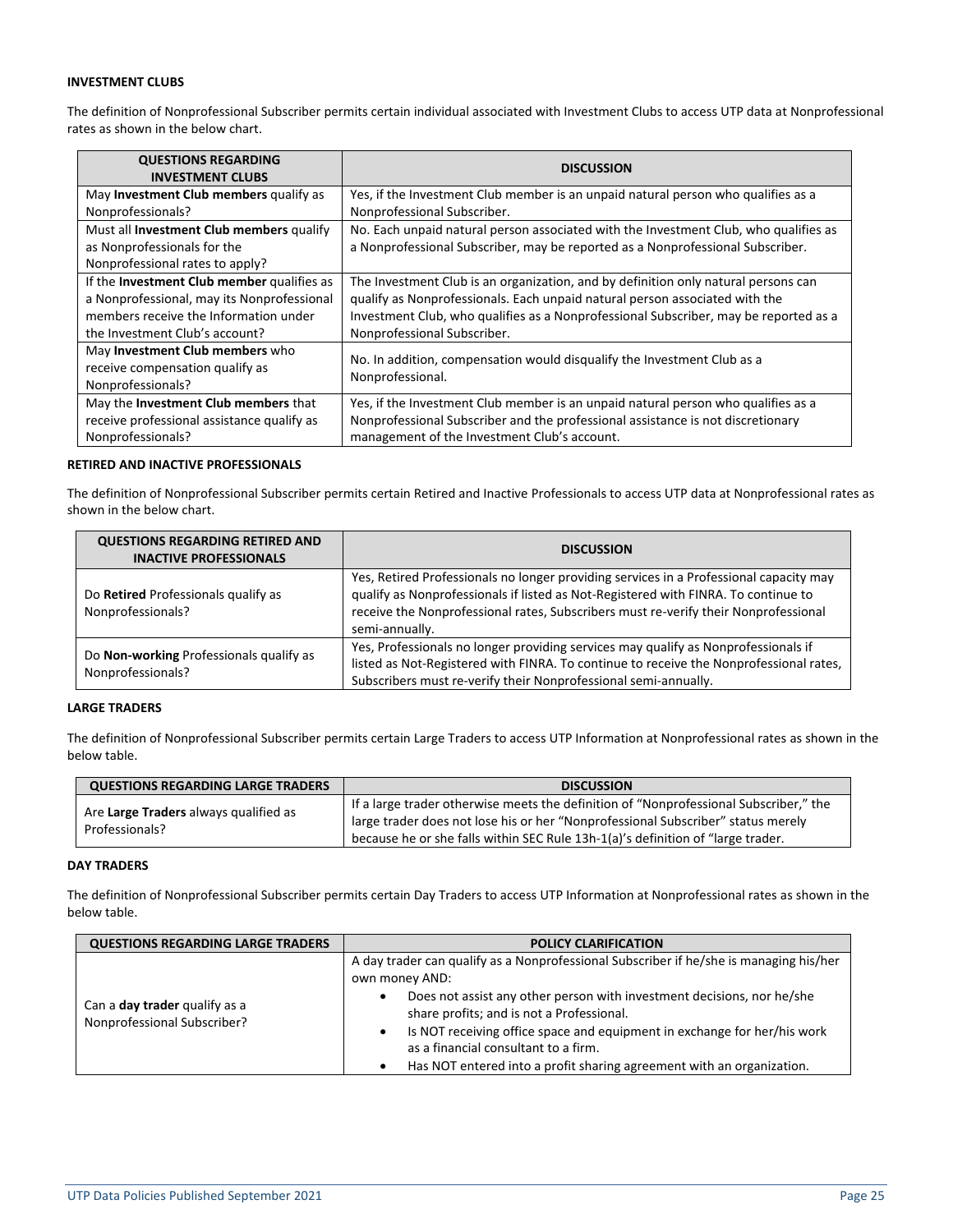**INVESTMENT CLUBS**

The definition of Nonprofessional Subscriber permits certain individual associated with Investment Clubs to access UTP data at Nonprofessional rates as shown in the below chart.

| QUESTIONS REGARDING INVESTMENT CLUBS | DISCUSSION |
|---|---|
| May **Investment Club members** qualify as Nonprofessionals? | Yes, if the Investment Club member is an unpaid natural person who qualifies as a Nonprofessional Subscriber. |
| Must all **Investment Club members** qualify as Nonprofessionals for the Nonprofessional rates to apply? | No. Each unpaid natural person associated with the Investment Club, who qualifies as a Nonprofessional Subscriber, may be reported as a Nonprofessional Subscriber. |
| If the **Investment Club member** qualifies as a Nonprofessional, may its Nonprofessional members receive the Information under the Investment Club's account? | The Investment Club is an organization, and by definition only natural persons can qualify as Nonprofessionals. Each unpaid natural person associated with the Investment Club, who qualifies as a Nonprofessional Subscriber, may be reported as a Nonprofessional Subscriber. |
| May **Investment Club members** who receive compensation qualify as Nonprofessionals? | No. In addition, compensation would disqualify the Investment Club as a Nonprofessional. |
| May the **Investment Club members** that receive professional assistance qualify as Nonprofessionals? | Yes, if the Investment Club member is an unpaid natural person who qualifies as a Nonprofessional Subscriber and the professional assistance is not discretionary management of the Investment Club's account. |

**RETIRED AND INACTIVE PROFESSIONALS**

The definition of Nonprofessional Subscriber permits certain Retired and Inactive Professionals to access UTP data at Nonprofessional rates as shown in the below chart.

| QUESTIONS REGARDING RETIRED AND INACTIVE PROFESSIONALS | DISCUSSION |
|---|---|
| Do **Retired** Professionals qualify as Nonprofessionals? | Yes, Retired Professionals no longer providing services in a Professional capacity may qualify as Nonprofessionals if listed as Not-Registered with FINRA. To continue to receive the Nonprofessional rates, Subscribers must re-verify their Nonprofessional semi-annually. |
| Do **Non-working** Professionals qualify as Nonprofessionals? | Yes, Professionals no longer providing services may qualify as Nonprofessionals if listed as Not-Registered with FINRA. To continue to receive the Nonprofessional rates, Subscribers must re-verify their Nonprofessional semi-annually. |

**LARGE TRADERS**

The definition of Nonprofessional Subscriber permits certain Large Traders to access UTP Information at Nonprofessional rates as shown in the below table.

| QUESTIONS REGARDING LARGE TRADERS | DISCUSSION |
|---|---|
| Are **Large Traders** always qualified as Professionals? | If a large trader otherwise meets the definition of "Nonprofessional Subscriber," the large trader does not lose his or her "Nonprofessional Subscriber" status merely because he or she falls within SEC Rule 13h-1(a)'s definition of "large trader. |

**DAY TRADERS**

The definition of Nonprofessional Subscriber permits certain Day Traders to access UTP Information at Nonprofessional rates as shown in the below table.

| QUESTIONS REGARDING LARGE TRADERS | POLICY CLARIFICATION |
|---|---|
| Can a **day trader** qualify as a Nonprofessional Subscriber? | A day trader can qualify as a Nonprofessional Subscriber if he/she is managing his/her own money AND:<br>• Does not assist any other person with investment decisions, nor he/she share profits; and is not a Professional.<br>• Is NOT receiving office space and equipment in exchange for her/his work as a financial consultant to a firm.<br>• Has NOT entered into a profit sharing agreement with an organization. |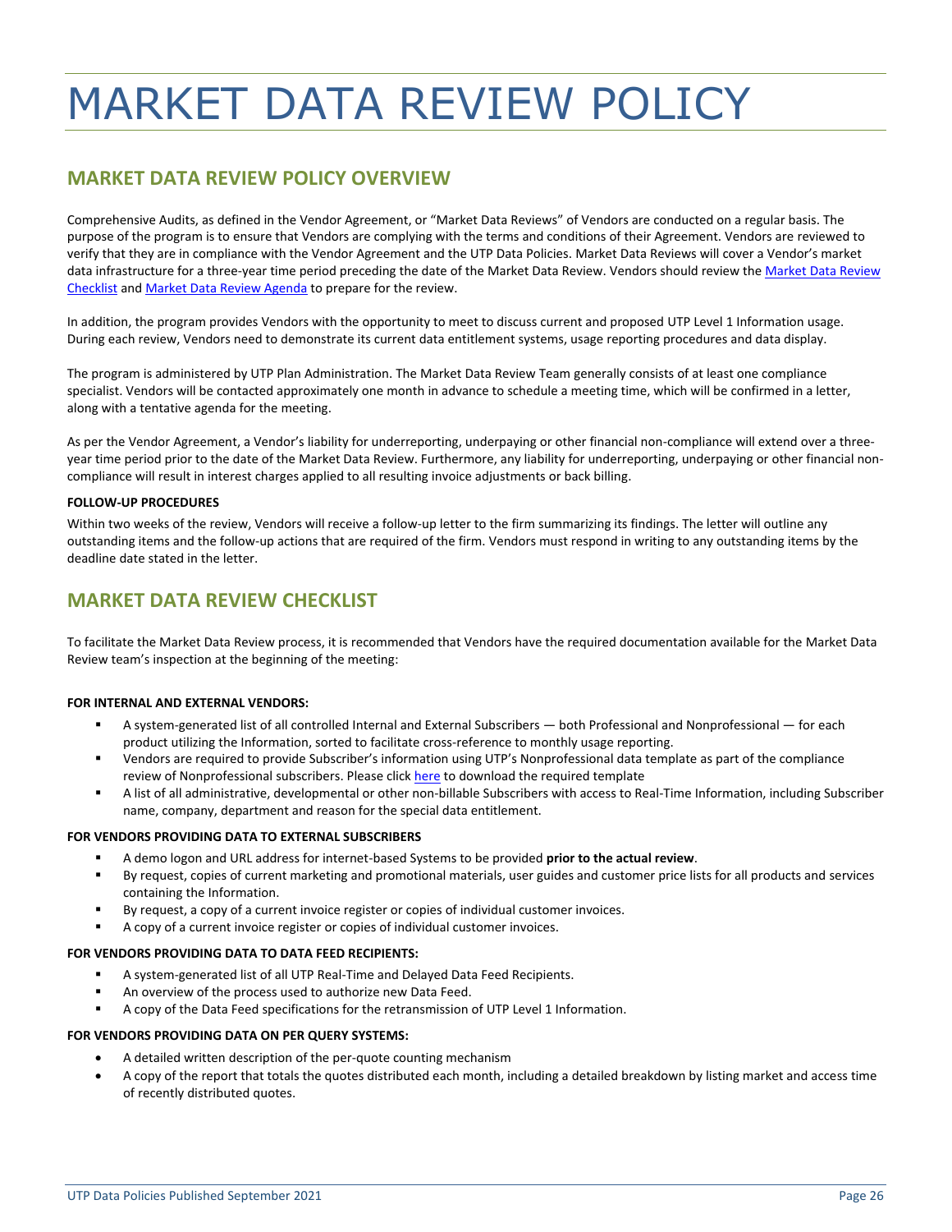# MARKET DATA REVIEW POLICY

## MARKET DATA REVIEW POLICY OVERVIEW

Comprehensive Audits, as defined in the Vendor Agreement, or "Market Data Reviews" of Vendors are conducted on a regular basis. The purpose of the program is to ensure that Vendors are complying with the terms and conditions of their Agreement. Vendors are reviewed to verify that they are in compliance with the Vendor Agreement and the UTP Data Policies. Market Data Reviews will cover a Vendor's market data infrastructure for a three-year time period preceding the date of the Market Data Review. Vendors should review the Market Data Review Checklist and Market Data Review Agenda to prepare for the review.

In addition, the program provides Vendors with the opportunity to meet to discuss current and proposed UTP Level 1 Information usage. During each review, Vendors need to demonstrate its current data entitlement systems, usage reporting procedures and data display.

The program is administered by UTP Plan Administration. The Market Data Review Team generally consists of at least one compliance specialist. Vendors will be contacted approximately one month in advance to schedule a meeting time, which will be confirmed in a letter, along with a tentative agenda for the meeting.

As per the Vendor Agreement, a Vendor's liability for underreporting, underpaying or other financial non-compliance will extend over a three-year time period prior to the date of the Market Data Review. Furthermore, any liability for underreporting, underpaying or other financial non-compliance will result in interest charges applied to all resulting invoice adjustments or back billing.

#### FOLLOW-UP PROCEDURES

Within two weeks of the review, Vendors will receive a follow-up letter to the firm summarizing its findings. The letter will outline any outstanding items and the follow-up actions that are required of the firm. Vendors must respond in writing to any outstanding items by the deadline date stated in the letter.

## MARKET DATA REVIEW CHECKLIST

To facilitate the Market Data Review process, it is recommended that Vendors have the required documentation available for the Market Data Review team's inspection at the beginning of the meeting:

#### FOR INTERNAL AND EXTERNAL VENDORS:

- A system-generated list of all controlled Internal and External Subscribers — both Professional and Nonprofessional — for each product utilizing the Information, sorted to facilitate cross-reference to monthly usage reporting.
- Vendors are required to provide Subscriber's information using UTP's Nonprofessional data template as part of the compliance review of Nonprofessional subscribers. Please click here to download the required template
- A list of all administrative, developmental or other non-billable Subscribers with access to Real-Time Information, including Subscriber name, company, department and reason for the special data entitlement.

#### FOR VENDORS PROVIDING DATA TO EXTERNAL SUBSCRIBERS

- A demo logon and URL address for internet-based Systems to be provided **prior to the actual review**.
- By request, copies of current marketing and promotional materials, user guides and customer price lists for all products and services containing the Information.
- By request, a copy of a current invoice register or copies of individual customer invoices.
- A copy of a current invoice register or copies of individual customer invoices.

#### FOR VENDORS PROVIDING DATA TO DATA FEED RECIPIENTS:

- A system-generated list of all UTP Real-Time and Delayed Data Feed Recipients.
- An overview of the process used to authorize new Data Feed.
- A copy of the Data Feed specifications for the retransmission of UTP Level 1 Information.

#### FOR VENDORS PROVIDING DATA ON PER QUERY SYSTEMS:

- A detailed written description of the per-quote counting mechanism
- A copy of the report that totals the quotes distributed each month, including a detailed breakdown by listing market and access time of recently distributed quotes.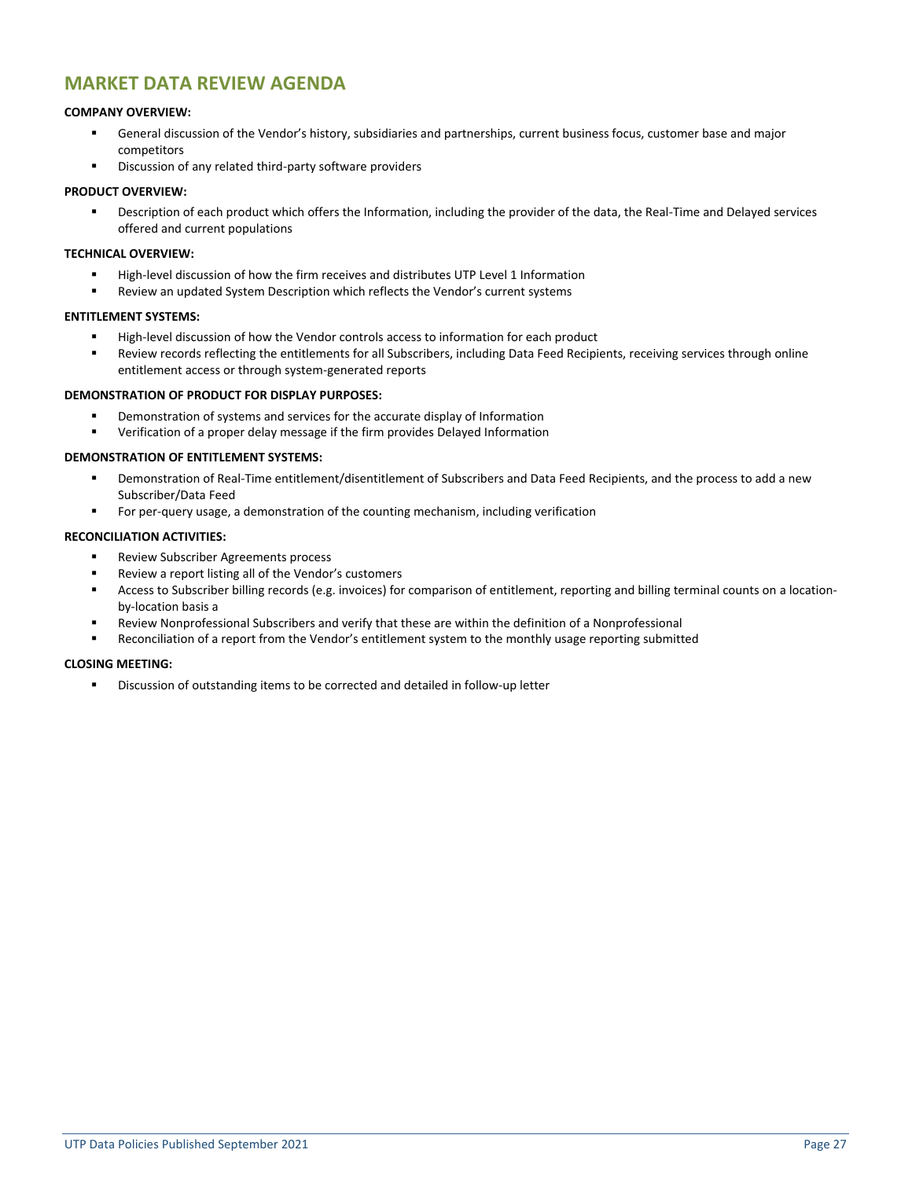# MARKET DATA REVIEW AGENDA

**COMPANY OVERVIEW:**

- General discussion of the Vendor's history, subsidiaries and partnerships, current business focus, customer base and major competitors
- Discussion of any related third-party software providers

**PRODUCT OVERVIEW:**

- Description of each product which offers the Information, including the provider of the data, the Real-Time and Delayed services offered and current populations

**TECHNICAL OVERVIEW:**

- High-level discussion of how the firm receives and distributes UTP Level 1 Information
- Review an updated System Description which reflects the Vendor's current systems

**ENTITLEMENT SYSTEMS:**

- High-level discussion of how the Vendor controls access to information for each product
- Review records reflecting the entitlements for all Subscribers, including Data Feed Recipients, receiving services through online entitlement access or through system-generated reports

**DEMONSTRATION OF PRODUCT FOR DISPLAY PURPOSES:**

- Demonstration of systems and services for the accurate display of Information
- Verification of a proper delay message if the firm provides Delayed Information

**DEMONSTRATION OF ENTITLEMENT SYSTEMS:**

- Demonstration of Real-Time entitlement/disentitlement of Subscribers and Data Feed Recipients, and the process to add a new Subscriber/Data Feed
- For per-query usage, a demonstration of the counting mechanism, including verification

**RECONCILIATION ACTIVITIES:**

- Review Subscriber Agreements process
- Review a report listing all of the Vendor's customers
- Access to Subscriber billing records (e.g. invoices) for comparison of entitlement, reporting and billing terminal counts on a location-by-location basis a
- Review Nonprofessional Subscribers and verify that these are within the definition of a Nonprofessional
- Reconciliation of a report from the Vendor's entitlement system to the monthly usage reporting submitted

**CLOSING MEETING:**

- Discussion of outstanding items to be corrected and detailed in follow-up letter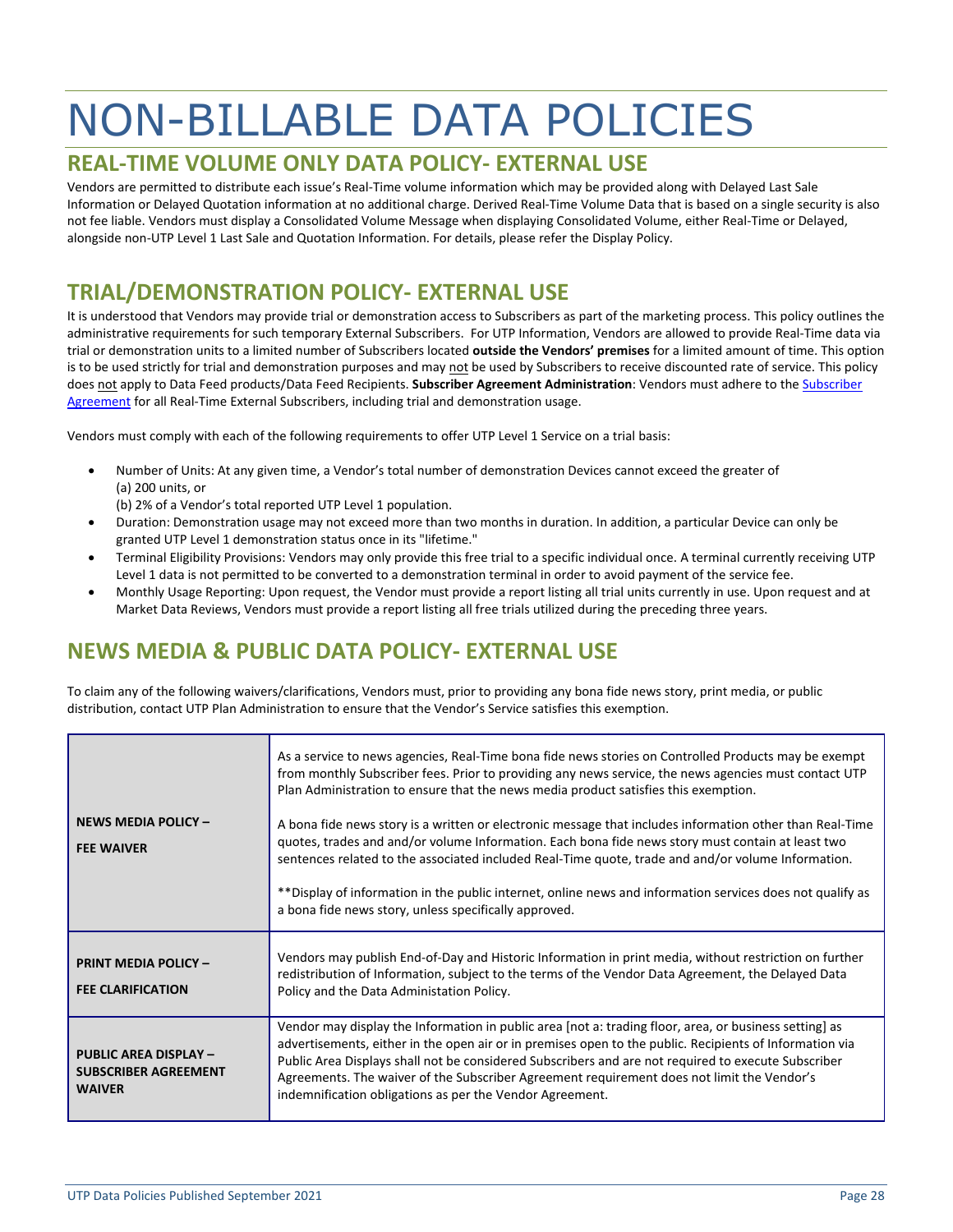# NON-BILLABLE DATA POLICIES

## REAL-TIME VOLUME ONLY DATA POLICY- EXTERNAL USE

Vendors are permitted to distribute each issue's Real-Time volume information which may be provided along with Delayed Last Sale Information or Delayed Quotation information at no additional charge. Derived Real-Time Volume Data that is based on a single security is also not fee liable. Vendors must display a Consolidated Volume Message when displaying Consolidated Volume, either Real-Time or Delayed, alongside non-UTP Level 1 Last Sale and Quotation Information. For details, please refer the Display Policy.

## TRIAL/DEMONSTRATION POLICY- EXTERNAL USE

It is understood that Vendors may provide trial or demonstration access to Subscribers as part of the marketing process. This policy outlines the administrative requirements for such temporary External Subscribers. For UTP Information, Vendors are allowed to provide Real-Time data via trial or demonstration units to a limited number of Subscribers located **outside the Vendors' premises** for a limited amount of time. This option is to be used strictly for trial and demonstration purposes and may not be used by Subscribers to receive discounted rate of service. This policy does not apply to Data Feed products/Data Feed Recipients. **Subscriber Agreement Administration**: Vendors must adhere to the Subscriber Agreement for all Real-Time External Subscribers, including trial and demonstration usage.

Vendors must comply with each of the following requirements to offer UTP Level 1 Service on a trial basis:

- Number of Units: At any given time, a Vendor's total number of demonstration Devices cannot exceed the greater of
  (a) 200 units, or
  (b) 2% of a Vendor's total reported UTP Level 1 population.
- Duration: Demonstration usage may not exceed more than two months in duration. In addition, a particular Device can only be granted UTP Level 1 demonstration status once in its "lifetime."
- Terminal Eligibility Provisions: Vendors may only provide this free trial to a specific individual once. A terminal currently receiving UTP Level 1 data is not permitted to be converted to a demonstration terminal in order to avoid payment of the service fee.
- Monthly Usage Reporting: Upon request, the Vendor must provide a report listing all trial units currently in use. Upon request and at Market Data Reviews, Vendors must provide a report listing all free trials utilized during the preceding three years.

## NEWS MEDIA & PUBLIC DATA POLICY- EXTERNAL USE

To claim any of the following waivers/clarifications, Vendors must, prior to providing any bona fide news story, print media, or public distribution, contact UTP Plan Administration to ensure that the Vendor's Service satisfies this exemption.

| | |
|---|---|
| **NEWS MEDIA POLICY – FEE WAIVER** | As a service to news agencies, Real-Time bona fide news stories on Controlled Products may be exempt from monthly Subscriber fees. Prior to providing any news service, the news agencies must contact UTP Plan Administration to ensure that the news media product satisfies this exemption.<br><br>A bona fide news story is a written or electronic message that includes information other than Real-Time quotes, trades and and/or volume Information. Each bona fide news story must contain at least two sentences related to the associated included Real-Time quote, trade and and/or volume Information.<br><br>**Display of information in the public internet, online news and information services does not qualify as a bona fide news story, unless specifically approved. |
| **PRINT MEDIA POLICY – FEE CLARIFICATION** | Vendors may publish End-of-Day and Historic Information in print media, without restriction on further redistribution of Information, subject to the terms of the Vendor Data Agreement, the Delayed Data Policy and the Data Administation Policy. |
| **PUBLIC AREA DISPLAY – SUBSCRIBER AGREEMENT WAIVER** | Vendor may display the Information in public area [not a: trading floor, area, or business setting] as advertisements, either in the open air or in premises open to the public. Recipients of Information via Public Area Displays shall not be considered Subscribers and are not required to execute Subscriber Agreements. The waiver of the Subscriber Agreement requirement does not limit the Vendor's indemnification obligations as per the Vendor Agreement. |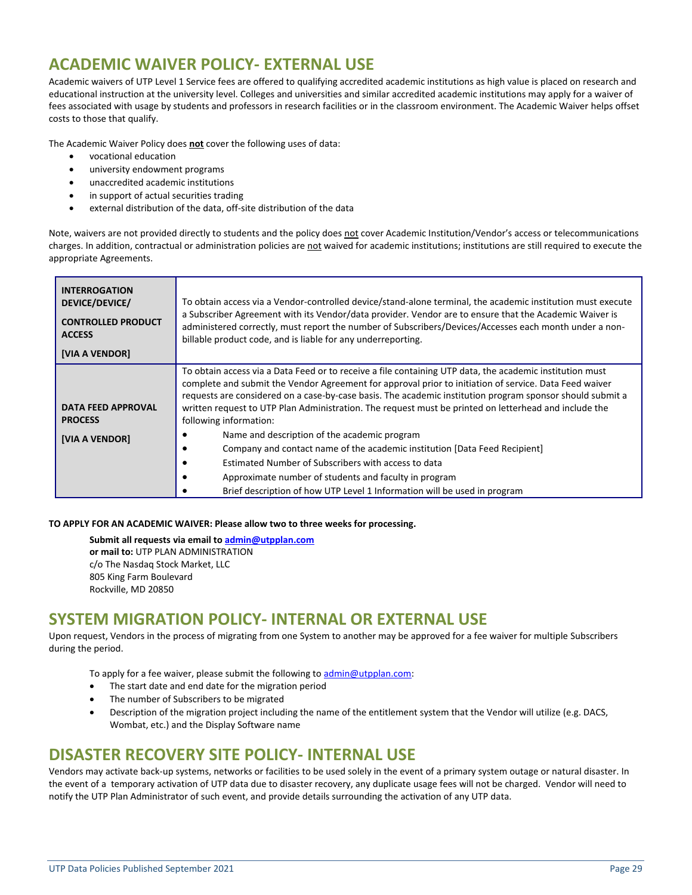## ACADEMIC WAIVER POLICY- EXTERNAL USE

Academic waivers of UTP Level 1 Service fees are offered to qualifying accredited academic institutions as high value is placed on research and educational instruction at the university level. Colleges and universities and similar accredited academic institutions may apply for a waiver of fees associated with usage by students and professors in research facilities or in the classroom environment. The Academic Waiver helps offset costs to those that qualify.

The Academic Waiver Policy does **not** cover the following uses of data:

- vocational education
- university endowment programs
- unaccredited academic institutions
- in support of actual securities trading
- external distribution of the data, off-site distribution of the data

Note, waivers are not provided directly to students and the policy does not cover Academic Institution/Vendor's access or telecommunications charges. In addition, contractual or administration policies are not waived for academic institutions; institutions are still required to execute the appropriate Agreements.

| | |
|---|---|
| **INTERROGATION DEVICE/DEVICE/ CONTROLLED PRODUCT ACCESS [VIA A VENDOR]** | To obtain access via a Vendor-controlled device/stand-alone terminal, the academic institution must execute a Subscriber Agreement with its Vendor/data provider. Vendor are to ensure that the Academic Waiver is administered correctly, must report the number of Subscribers/Devices/Accesses each month under a non-billable product code, and is liable for any underreporting. |
| **DATA FEED APPROVAL PROCESS [VIA A VENDOR]** | To obtain access via a Data Feed or to receive a file containing UTP data, the academic institution must complete and submit the Vendor Agreement for approval prior to initiation of service. Data Feed waiver requests are considered on a case-by-case basis. The academic institution program sponsor should submit a written request to UTP Plan Administration. The request must be printed on letterhead and include the following information:<br>• Name and description of the academic program<br>• Company and contact name of the academic institution [Data Feed Recipient]<br>• Estimated Number of Subscribers with access to data<br>• Approximate number of students and faculty in program<br>• Brief description of how UTP Level 1 Information will be used in program |

**TO APPLY FOR AN ACADEMIC WAIVER: Please allow two to three weeks for processing.**

**Submit all requests via email to admin@utpplan.com**
**or mail to:** UTP PLAN ADMINISTRATION
c/o The Nasdaq Stock Market, LLC
805 King Farm Boulevard
Rockville, MD 20850

## SYSTEM MIGRATION POLICY- INTERNAL OR EXTERNAL USE

Upon request, Vendors in the process of migrating from one System to another may be approved for a fee waiver for multiple Subscribers during the period.

To apply for a fee waiver, please submit the following to admin@utpplan.com:

- The start date and end date for the migration period
- The number of Subscribers to be migrated
- Description of the migration project including the name of the entitlement system that the Vendor will utilize (e.g. DACS, Wombat, etc.) and the Display Software name

## DISASTER RECOVERY SITE POLICY- INTERNAL USE

Vendors may activate back-up systems, networks or facilities to be used solely in the event of a primary system outage or natural disaster. In the event of a temporary activation of UTP data due to disaster recovery, any duplicate usage fees will not be charged. Vendor will need to notify the UTP Plan Administrator of such event, and provide details surrounding the activation of any UTP data.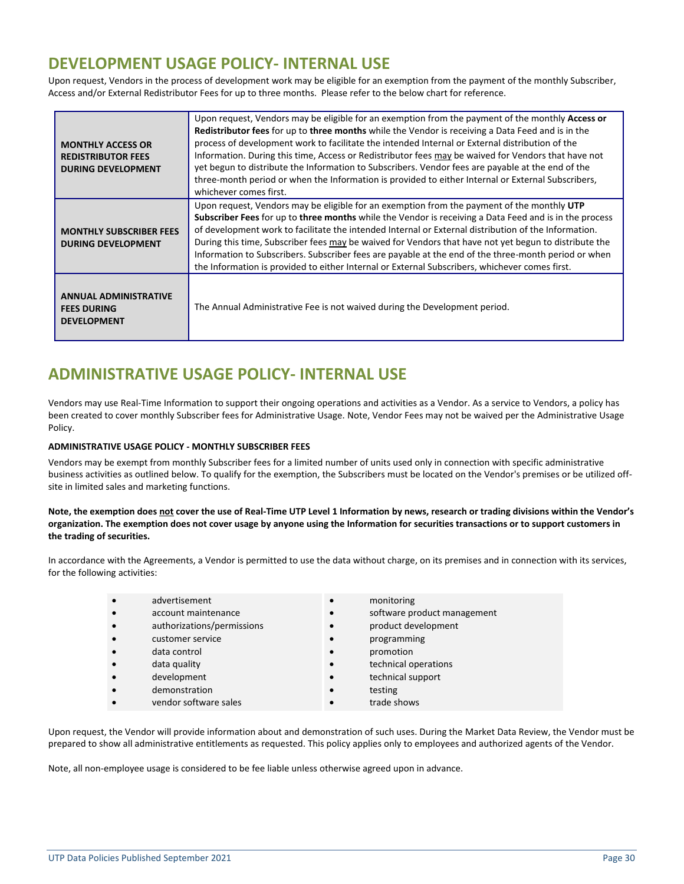## DEVELOPMENT USAGE POLICY- INTERNAL USE

Upon request, Vendors in the process of development work may be eligible for an exemption from the payment of the monthly Subscriber, Access and/or External Redistributor Fees for up to three months. Please refer to the below chart for reference.

| | |
|---|---|
| **MONTHLY ACCESS OR REDISTRIBUTOR FEES DURING DEVELOPMENT** | Upon request, Vendors may be eligible for an exemption from the payment of the monthly **Access or Redistributor fees** for up to **three months** while the Vendor is receiving a Data Feed and is in the process of development work to facilitate the intended Internal or External distribution of the Information. During this time, Access or Redistributor fees may be waived for Vendors that have not yet begun to distribute the Information to Subscribers. Vendor fees are payable at the end of the three-month period or when the Information is provided to either Internal or External Subscribers, whichever comes first. |
| **MONTHLY SUBSCRIBER FEES DURING DEVELOPMENT** | Upon request, Vendors may be eligible for an exemption from the payment of the monthly **UTP Subscriber Fees** for up to **three months** while the Vendor is receiving a Data Feed and is in the process of development work to facilitate the intended Internal or External distribution of the Information. During this time, Subscriber fees may be waived for Vendors that have not yet begun to distribute the Information to Subscribers. Subscriber fees are payable at the end of the three-month period or when the Information is provided to either Internal or External Subscribers, whichever comes first. |
| **ANNUAL ADMINISTRATIVE FEES DURING DEVELOPMENT** | The Annual Administrative Fee is not waived during the Development period. |

## ADMINISTRATIVE USAGE POLICY- INTERNAL USE

Vendors may use Real-Time Information to support their ongoing operations and activities as a Vendor. As a service to Vendors, a policy has been created to cover monthly Subscriber fees for Administrative Usage. Note, Vendor Fees may not be waived per the Administrative Usage Policy.

**ADMINISTRATIVE USAGE POLICY - MONTHLY SUBSCRIBER FEES**

Vendors may be exempt from monthly Subscriber fees for a limited number of units used only in connection with specific administrative business activities as outlined below. To qualify for the exemption, the Subscribers must be located on the Vendor's premises or be utilized off-site in limited sales and marketing functions.

**Note, the exemption does not cover the use of Real-Time UTP Level 1 Information by news, research or trading divisions within the Vendor's organization. The exemption does not cover usage by anyone using the Information for securities transactions or to support customers in the trading of securities.**

In accordance with the Agreements, a Vendor is permitted to use the data without charge, on its premises and in connection with its services, for the following activities:

- advertisement
- account maintenance
- authorizations/permissions
- customer service
- data control
- data quality
- development
- demonstration
- vendor software sales
- monitoring
- software product management
- product development
- programming
- promotion
- technical operations
- technical support
- testing
- trade shows

Upon request, the Vendor will provide information about and demonstration of such uses. During the Market Data Review, the Vendor must be prepared to show all administrative entitlements as requested. This policy applies only to employees and authorized agents of the Vendor.

Note, all non-employee usage is considered to be fee liable unless otherwise agreed upon in advance.